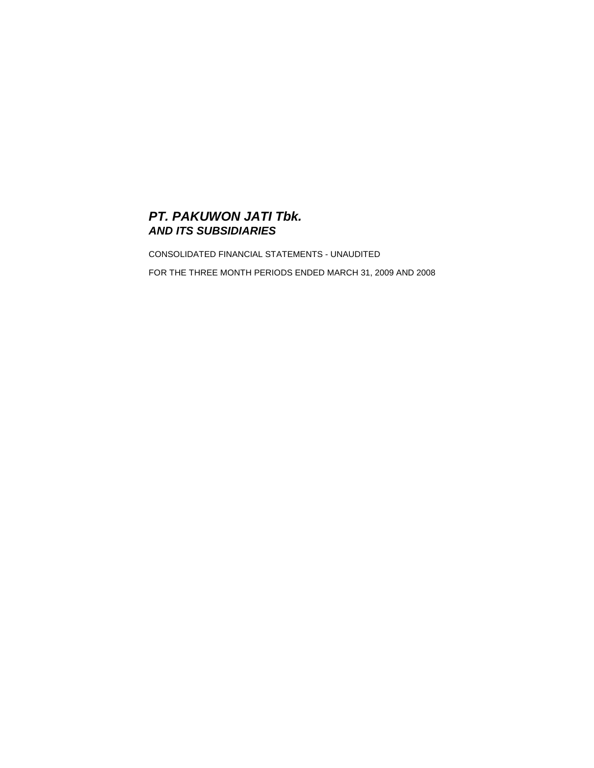# ***PT. PAKUWON JATI Tbk.***
## ***AND ITS SUBSIDIARIES***

CONSOLIDATED FINANCIAL STATEMENTS - UNAUDITED

FOR THE THREE MONTH PERIODS ENDED MARCH 31, 2009 AND 2008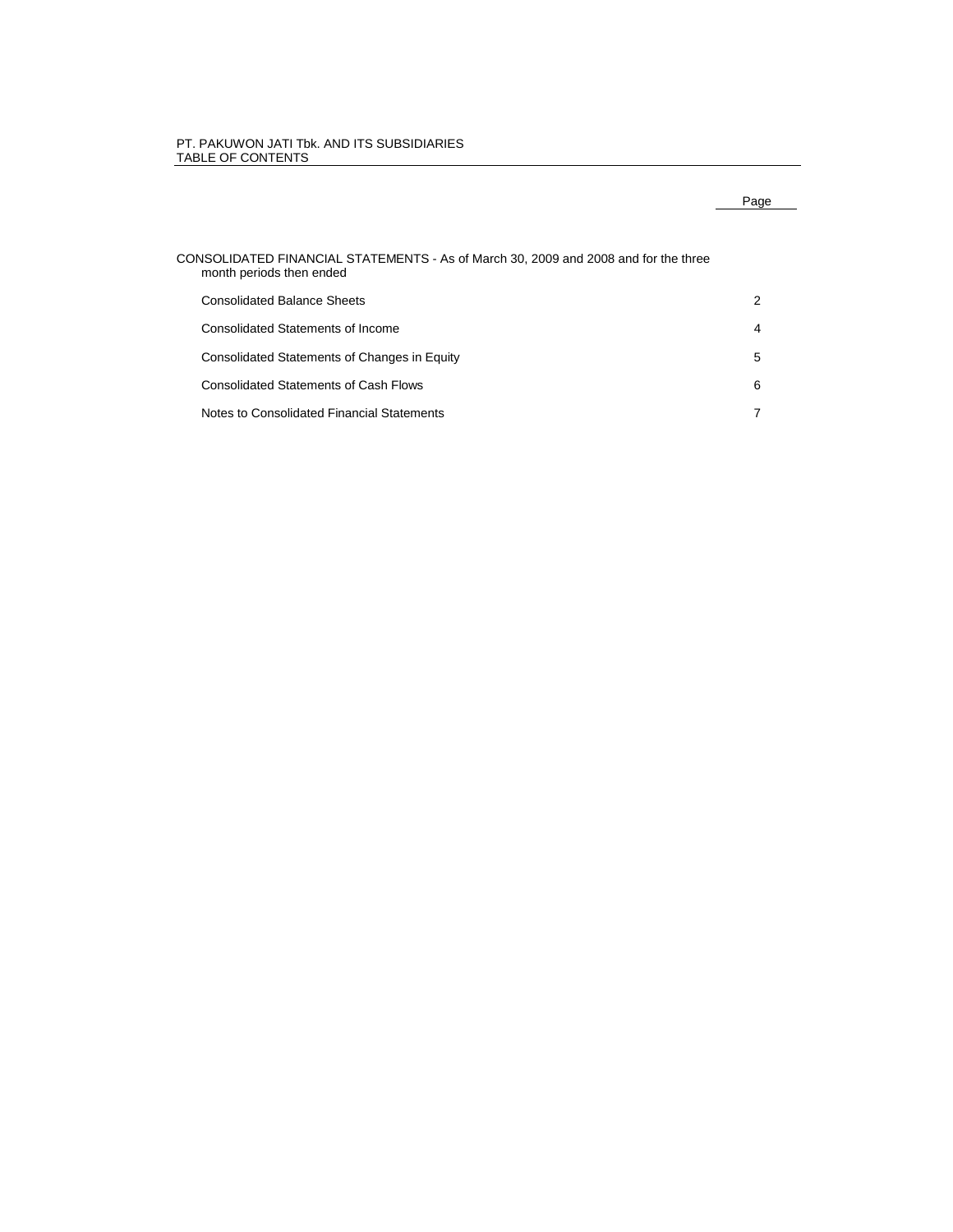PT. PAKUWON JATI Tbk. AND ITS SUBSIDIARIES
TABLE OF CONTENTS

| | Page |
|---|---|
| CONSOLIDATED FINANCIAL STATEMENTS - As of March 30, 2009 and 2008 and for the three month periods then ended | |
| Consolidated Balance Sheets | 2 |
| Consolidated Statements of Income | 4 |
| Consolidated Statements of Changes in Equity | 5 |
| Consolidated Statements of Cash Flows | 6 |
| Notes to Consolidated Financial Statements | 7 |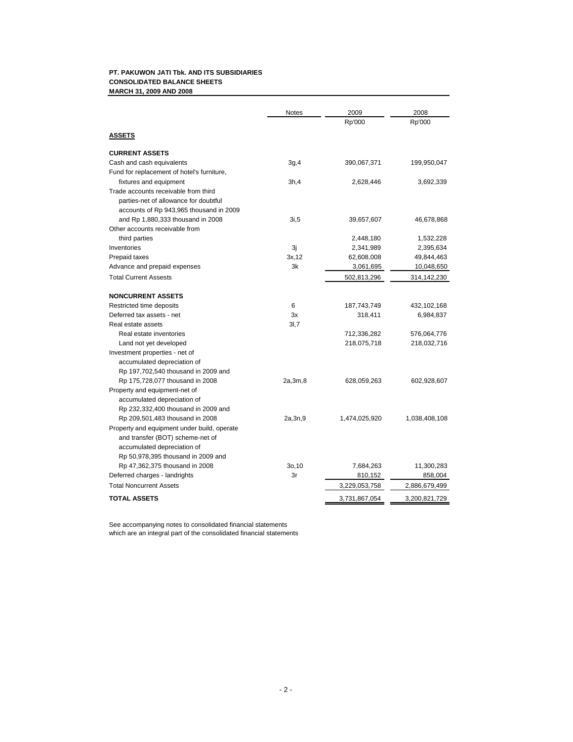**PT. PAKUWON JATI Tbk. AND ITS SUBSIDIARIES**
**CONSOLIDATED BALANCE SHEETS**
**MARCH 31, 2009 AND 2008**

| | Notes | 2009 | 2008 |
|---|---|---|---|
| | | Rp'000 | Rp'000 |
| **ASSETS** | | | |
| **CURRENT ASSETS** | | | |
| Cash and cash equivalents | 3g,4 | 390,067,371 | 199,950,047 |
| Fund for replacement of hotel's furniture, fixtures and equipment | 3h,4 | 2,628,446 | 3,692,339 |
| Trade accounts receivable from third parties-net of allowance for doubtful accounts of Rp 943,965 thousand in 2009 and Rp 1,880,333 thousand in 2008 | 3i,5 | 39,657,607 | 46,678,868 |
| Other accounts receivable from third parties | | 2,448,180 | 1,532,228 |
| Inventories | 3j | 2,341,989 | 2,395,634 |
| Prepaid taxes | 3x,12 | 62,608,008 | 49,844,463 |
| Advance and prepaid expenses | 3k | 3,061,695 | 10,048,650 |
| Total Current Assests | | 502,813,296 | 314,142,230 |
| **NONCURRENT ASSETS** | | | |
| Restricted time deposits | 6 | 187,743,749 | 432,102,168 |
| Deferred tax assets - net | 3x | 318,411 | 6,984,837 |
| Real estate assets | 3l,7 | | |
| Real estate inventories | | 712,336,282 | 576,064,776 |
| Land not yet developed | | 218,075,718 | 218,032,716 |
| Investment properties - net of accumulated depreciation of Rp 197,702,540 thousand in 2009 and Rp 175,728,077 thousand in 2008 | 2a,3m,8 | 628,059,263 | 602,928,607 |
| Property and equipment-net of accumulated depreciation of Rp 232,332,400 thousand in 2009 and Rp 209,501,483 thousand in 2008 | 2a,3n,9 | 1,474,025,920 | 1,038,408,108 |
| Property and equipment under build, operate and transfer (BOT) scheme-net of accumulated depreciation of Rp 50,978,395 thousand in 2009 and Rp 47,362,375 thousand in 2008 | 3o,10 | 7,684,263 | 11,300,283 |
| Deferred charges - landrights | 3r | 810,152 | 858,004 |
| Total Noncurrent Assets | | 3,229,053,758 | 2,886,679,499 |
| **TOTAL ASSETS** | | 3,731,867,054 | 3,200,821,729 |

See accompanying notes to consolidated financial statements which are an integral part of the consolidated financial statements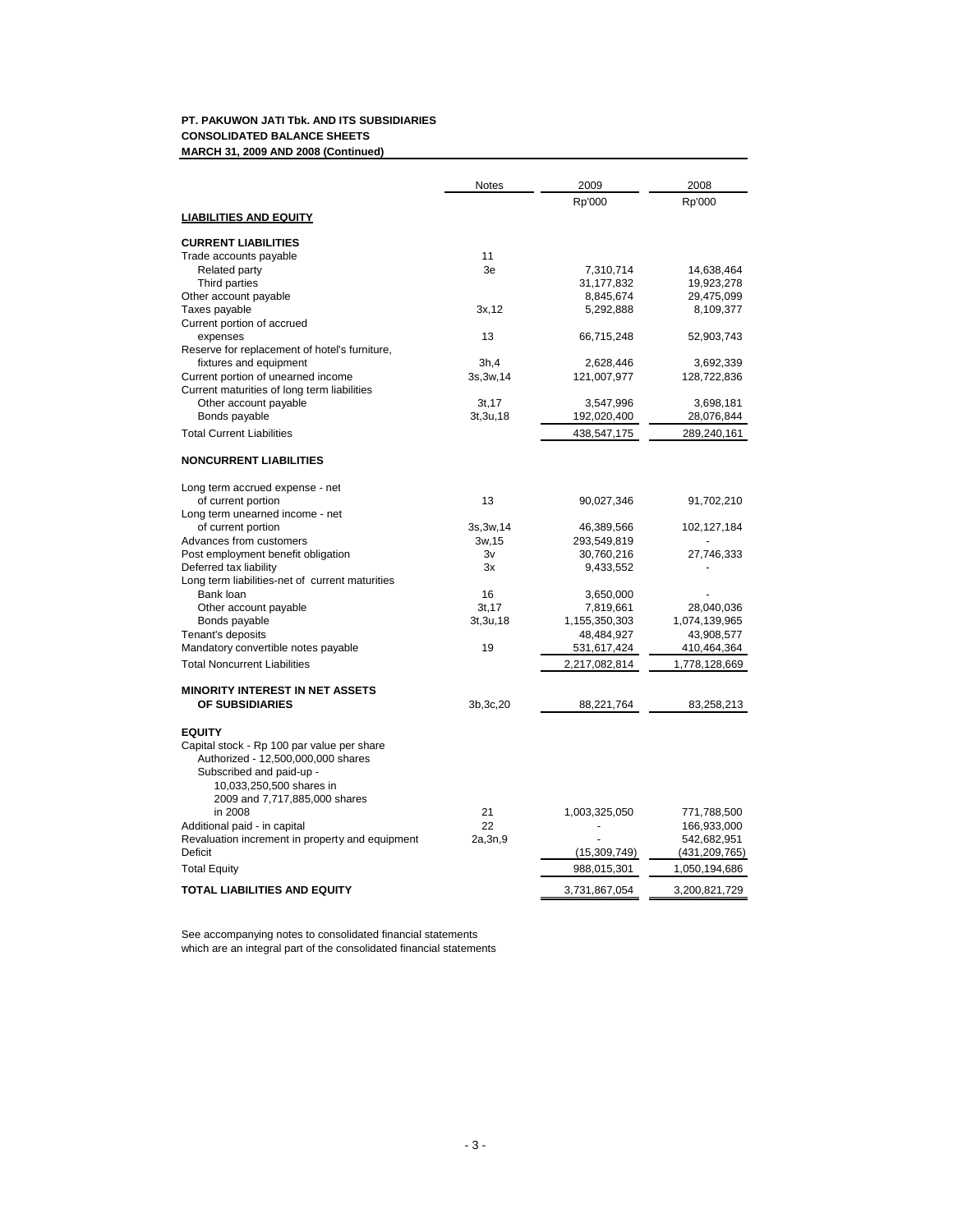**PT. PAKUWON JATI Tbk. AND ITS SUBSIDIARIES**
**CONSOLIDATED BALANCE SHEETS**
**MARCH 31, 2009 AND 2008 (Continued)**

| | Notes | 2009 | 2008 |
|---|---|---|---|
| | | Rp'000 | Rp'000 |
| **LIABILITIES AND EQUITY** | | | |
| **CURRENT LIABILITIES** | | | |
| Trade accounts payable | 11 | | |
| Related party | 3e | 7,310,714 | 14,638,464 |
| Third parties | | 31,177,832 | 19,923,278 |
| Other account payable | | 8,845,674 | 29,475,099 |
| Taxes payable | 3x,12 | 5,292,888 | 8,109,377 |
| Current portion of accrued expenses | 13 | 66,715,248 | 52,903,743 |
| Reserve for replacement of hotel's furniture, fixtures and equipment | 3h,4 | 2,628,446 | 3,692,339 |
| Current portion of unearned income | 3s,3w,14 | 121,007,977 | 128,722,836 |
| Current maturities of long term liabilities | | | |
| Other account payable | 3t,17 | 3,547,996 | 3,698,181 |
| Bonds payable | 3t,3u,18 | 192,020,400 | 28,076,844 |
| Total Current Liabilities | | 438,547,175 | 289,240,161 |
| **NONCURRENT LIABILITIES** | | | |
| Long term accrued expense - net of current portion | 13 | 90,027,346 | 91,702,210 |
| Long term unearned income - net of current portion | 3s,3w,14 | 46,389,566 | 102,127,184 |
| Advances from customers | 3w,15 | 293,549,819 | - |
| Post employment benefit obligation | 3v | 30,760,216 | 27,746,333 |
| Deferred tax liability | 3x | 9,433,552 | - |
| Long term liabilities-net of current maturities | | | |
| Bank loan | 16 | 3,650,000 | - |
| Other account payable | 3t,17 | 7,819,661 | 28,040,036 |
| Bonds payable | 3t,3u,18 | 1,155,350,303 | 1,074,139,965 |
| Tenant's deposits | | 48,484,927 | 43,908,577 |
| Mandatory convertible notes payable | 19 | 531,617,424 | 410,464,364 |
| Total Noncurrent Liabilities | | 2,217,082,814 | 1,778,128,669 |
| **MINORITY INTEREST IN NET ASSETS OF SUBSIDIARIES** | 3b,3c,20 | 88,221,764 | 83,258,213 |
| **EQUITY** | | | |
| Capital stock - Rp 100 par value per share<br>Authorized - 12,500,000,000 shares<br>Subscribed and paid-up - 10,033,250,500 shares in 2009 and 7,717,885,000 shares in 2008 | 21 | 1,003,325,050 | 771,788,500 |
| Additional paid - in capital | 22 | - | 166,933,000 |
| Revaluation increment in property and equipment | 2a,3n,9 | - | 542,682,951 |
| Deficit | | (15,309,749) | (431,209,765) |
| Total Equity | | 988,015,301 | 1,050,194,686 |
| **TOTAL LIABILITIES AND EQUITY** | | 3,731,867,054 | 3,200,821,729 |

See accompanying notes to consolidated financial statements which are an integral part of the consolidated financial statements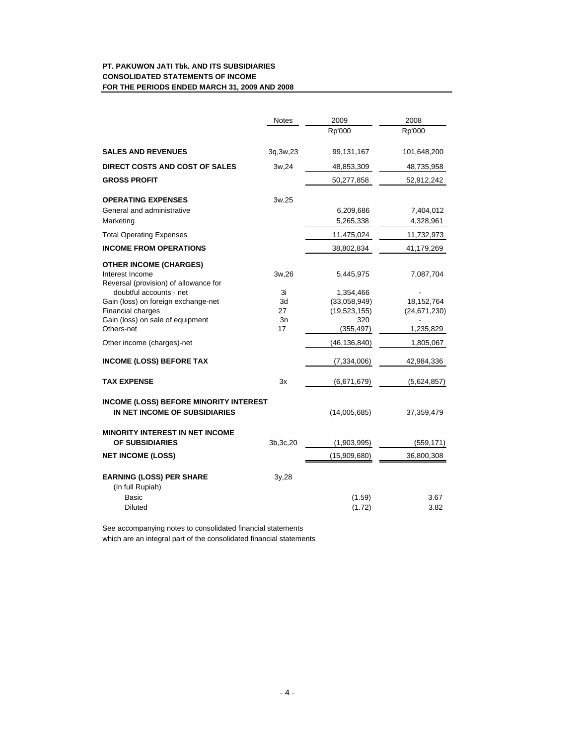**PT. PAKUWON JATI Tbk. AND ITS SUBSIDIARIES**
**CONSOLIDATED STATEMENTS OF INCOME**
**FOR THE PERIODS ENDED MARCH 31, 2009 AND 2008**

| | Notes | 2009 | 2008 |
|---|---|---|---|
| | | Rp'000 | Rp'000 |
| **SALES AND REVENUES** | 3q,3w,23 | 99,131,167 | 101,648,200 |
| **DIRECT COSTS AND COST OF SALES** | 3w,24 | 48,853,309 | 48,735,958 |
| **GROSS PROFIT** | | 50,277,858 | 52,912,242 |
| **OPERATING EXPENSES** | 3w,25 | | |
| General and administrative | | 6,209,686 | 7,404,012 |
| Marketing | | 5,265,338 | 4,328,961 |
| Total Operating Expenses | | 11,475,024 | 11,732,973 |
| **INCOME FROM OPERATIONS** | | 38,802,834 | 41,179,269 |
| **OTHER INCOME (CHARGES)** | | | |
| Interest Income | 3w,26 | 5,445,975 | 7,087,704 |
| Reversal (provision) of allowance for doubtful accounts - net | 3i | 1,354,466 | - |
| Gain (loss) on foreign exchange-net | 3d | (33,058,949) | 18,152,764 |
| Financial charges | 27 | (19,523,155) | (24,671,230) |
| Gain (loss) on sale of equipment | 3n | 320 | - |
| Others-net | 17 | (355,497) | 1,235,829 |
| Other income (charges)-net | | (46,136,840) | 1,805,067 |
| **INCOME (LOSS) BEFORE TAX** | | (7,334,006) | 42,984,336 |
| **TAX EXPENSE** | 3x | (6,671,679) | (5,624,857) |
| **INCOME (LOSS) BEFORE MINORITY INTEREST IN NET INCOME OF SUBSIDIARIES** | | (14,005,685) | 37,359,479 |
| **MINORITY INTEREST IN NET INCOME OF SUBSIDIARIES** | 3b,3c,20 | (1,903,995) | (559,171) |
| **NET INCOME (LOSS)** | | (15,909,680) | 36,800,308 |
| **EARNING (LOSS) PER SHARE** (In full Rupiah) | 3y,28 | | |
| Basic | | (1.59) | 3.67 |
| Diluted | | (1.72) | 3.82 |

See accompanying notes to consolidated financial statements which are an integral part of the consolidated financial statements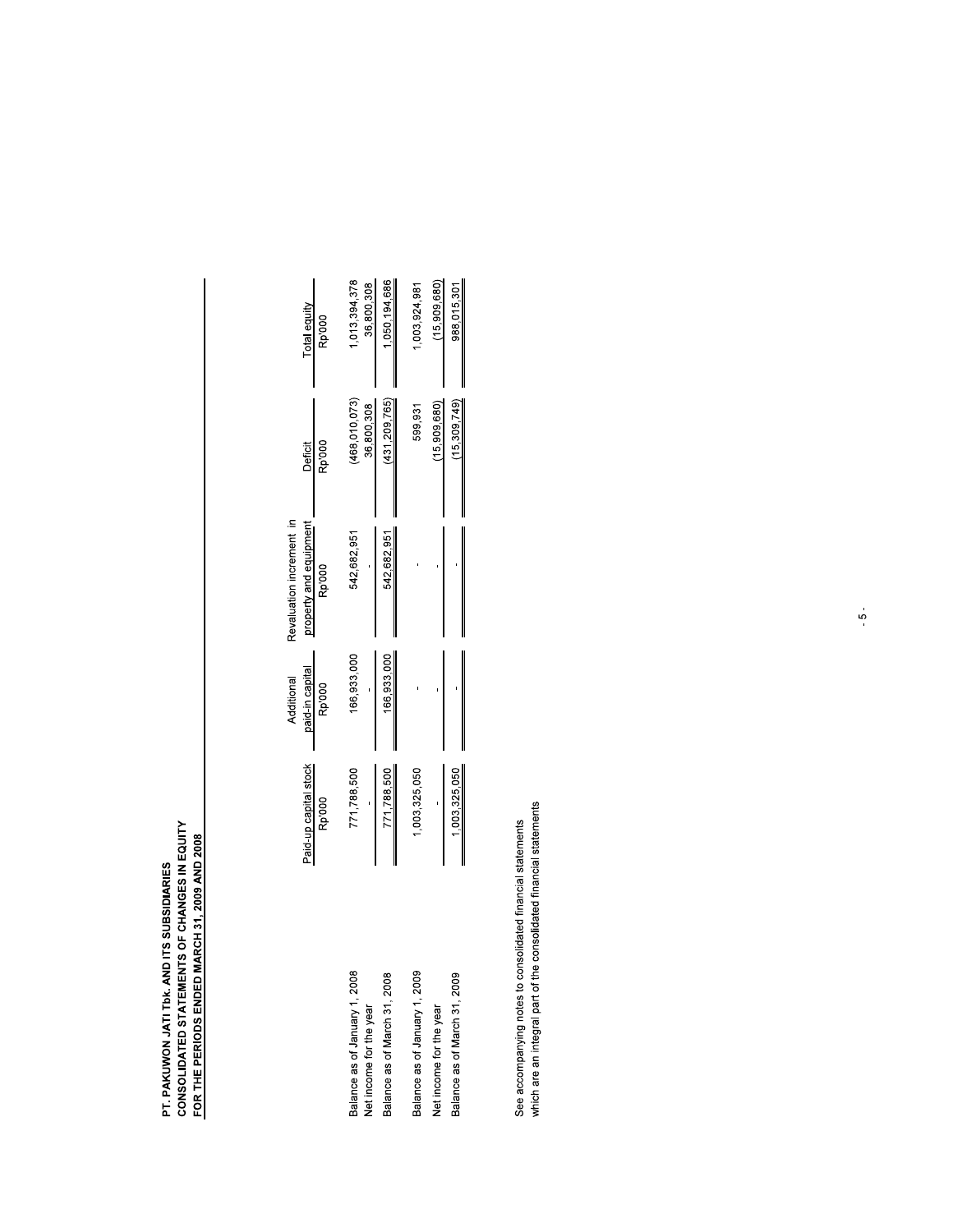**PT. PAKUWON JATI Tbk. AND ITS SUBSIDIARIES**
**CONSOLIDATED STATEMENTS OF CHANGES IN EQUITY**
**FOR THE PERIODS ENDED MARCH 31, 2009 AND 2008**

| | Paid-up capital stock | Additional paid-in capital | Revaluation increment in property and equipment | Deficit | Total equity |
|---|---|---|---|---|---|
| | Rp'000 | Rp'000 | Rp'000 | Rp'000 | Rp'000 |
| Balance as of January 1, 2008 | 771,788,500 | 166,933,000 | 542,682,951 | (468,010,073) | 1,013,394,378 |
| Net income for the year | - | - | - | 36,800,308 | 36,800,308 |
| Balance as of March 31, 2008 | 771,788,500 | 166,933,000 | 542,682,951 | (431,209,765) | 1,050,194,686 |
| Balance as of January 1, 2009 | 1,003,325,050 | - | - | 599,931 | 1,003,924,981 |
| Net income for the year | - | - | - | (15,909,680) | (15,909,680) |
| Balance as of March 31, 2009 | 1,003,325,050 | - | - | (15,309,749) | 988,015,301 |

See accompanying notes to consolidated financial statements
which are an integral part of the consolidated financial statements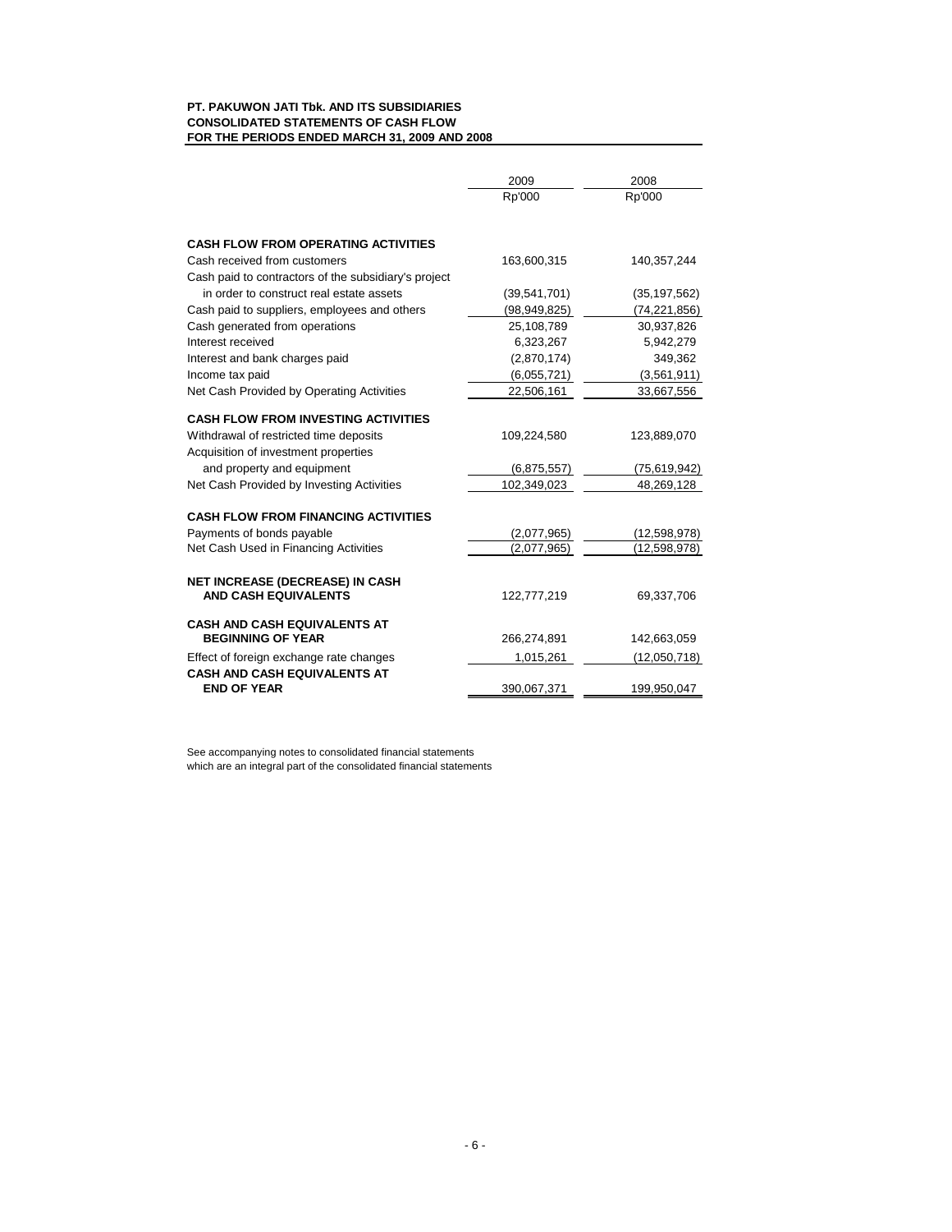**PT. PAKUWON JATI Tbk. AND ITS SUBSIDIARIES**
**CONSOLIDATED STATEMENTS OF CASH FLOW**
**FOR THE PERIODS ENDED MARCH 31, 2009 AND 2008**

| | 2009 | 2008 |
|---|---|---|
| | Rp'000 | Rp'000 |
| **CASH FLOW FROM OPERATING ACTIVITIES** | | |
| Cash received from customers | 163,600,315 | 140,357,244 |
| Cash paid to contractors of the subsidiary's project in order to construct real estate assets | (39,541,701) | (35,197,562) |
| Cash paid to suppliers, employees and others | (98,949,825) | (74,221,856) |
| Cash generated from operations | 25,108,789 | 30,937,826 |
| Interest received | 6,323,267 | 5,942,279 |
| Interest and bank charges paid | (2,870,174) | 349,362 |
| Income tax paid | (6,055,721) | (3,561,911) |
| Net Cash Provided by Operating Activities | 22,506,161 | 33,667,556 |
| **CASH FLOW FROM INVESTING ACTIVITIES** | | |
| Withdrawal of restricted time deposits | 109,224,580 | 123,889,070 |
| Acquisition of investment properties and property and equipment | (6,875,557) | (75,619,942) |
| Net Cash Provided by Investing Activities | 102,349,023 | 48,269,128 |
| **CASH FLOW FROM FINANCING ACTIVITIES** | | |
| Payments of bonds payable | (2,077,965) | (12,598,978) |
| Net Cash Used in Financing Activities | (2,077,965) | (12,598,978) |
| **NET INCREASE (DECREASE) IN CASH AND CASH EQUIVALENTS** | 122,777,219 | 69,337,706 |
| **CASH AND CASH EQUIVALENTS AT BEGINNING OF YEAR** | 266,274,891 | 142,663,059 |
| Effect of foreign exchange rate changes | 1,015,261 | (12,050,718) |
| **CASH AND CASH EQUIVALENTS AT END OF YEAR** | 390,067,371 | 199,950,047 |

See accompanying notes to consolidated financial statements
which are an integral part of the consolidated financial statements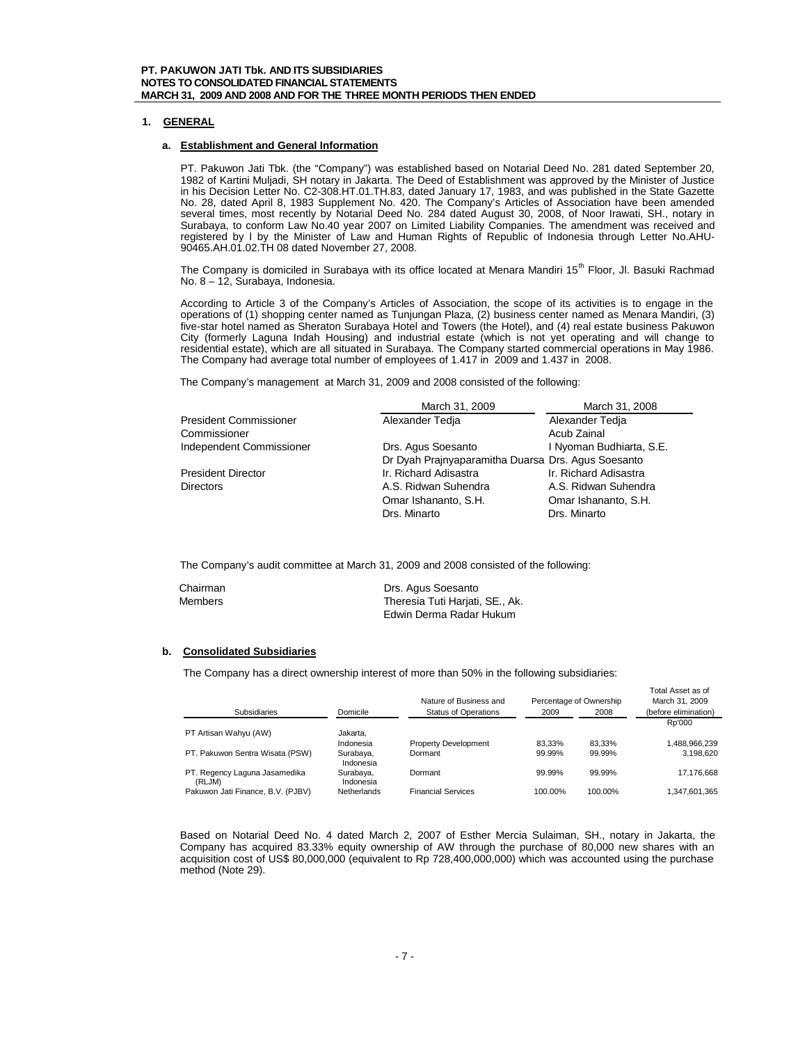## 1. GENERAL

### a. Establishment and General Information

PT. Pakuwon Jati Tbk. (the "Company") was established based on Notarial Deed No. 281 dated September 20, 1982 of Kartini Muljadi, SH notary in Jakarta. The Deed of Establishment was approved by the Minister of Justice in his Decision Letter No. C2-308.HT.01.TH.83, dated January 17, 1983, and was published in the State Gazette No. 28, dated April 8, 1983 Supplement No. 420. The Company's Articles of Association have been amended several times, most recently by Notarial Deed No. 284 dated August 30, 2008, of Noor Irawati, SH., notary in Surabaya, to conform Law No.40 year 2007 on Limited Liability Companies. The amendment was received and registered by l by the Minister of Law and Human Rights of Republic of Indonesia through Letter No.AHU-90465.AH.01.02.TH 08 dated November 27, 2008.

The Company is domiciled in Surabaya with its office located at Menara Mandiri 15th Floor, Jl. Basuki Rachmad No. 8 – 12, Surabaya, Indonesia.

According to Article 3 of the Company's Articles of Association, the scope of its activities is to engage in the operations of (1) shopping center named as Tunjungan Plaza, (2) business center named as Menara Mandiri, (3) five-star hotel named as Sheraton Surabaya Hotel and Towers (the Hotel), and (4) real estate business Pakuwon City (formerly Laguna Indah Housing) and industrial estate (which is not yet operating and will change to residential estate), which are all situated in Surabaya. The Company started commercial operations in May 1986. The Company had average total number of employees of 1.417 in 2009 and 1.437 in 2008.

The Company's management at March 31, 2009 and 2008 consisted of the following:

| | March 31, 2009 | March 31, 2008 |
|---|---|---|
| President Commissioner | Alexander Tedja | Alexander Tedja |
| Commissioner | | Acub Zainal |
| Independent Commissioner | Drs. Agus Soesanto | I Nyoman Budhiarta, S.E. |
| | Dr Dyah Prajnyaparamitha Duarsa | Drs. Agus Soesanto |
| President Director | Ir. Richard Adisastra | Ir. Richard Adisastra |
| Directors | A.S. Ridwan Suhendra | A.S. Ridwan Suhendra |
| | Omar Ishananto, S.H. | Omar Ishananto, S.H. |
| | Drs. Minarto | Drs. Minarto |

The Company's audit committee at March 31, 2009 and 2008 consisted of the following:

| | |
|---|---|
| Chairman | Drs. Agus Soesanto |
| Members | Theresia Tuti Harjati, SE., Ak. |
| | Edwin Derma Radar Hukum |

### b. Consolidated Subsidiaries

The Company has a direct ownership interest of more than 50% in the following subsidiaries:

| Subsidiaries | Domicile | Nature of Business and Status of Operations | Percentage of Ownership 2009 | 2008 | Total Asset as of March 31, 2009 (before elimination) |
|---|---|---|---|---|---|
| | | | | | Rp'000 |
| PT Artisan Wahyu (AW) | Jakarta, Indonesia | Property Development | 83,33% | 83,33% | 1,488,966,239 |
| PT. Pakuwon Sentra Wisata (PSW) | Surabaya, Indonesia | Dormant | 99.99% | 99.99% | 3,198,620 |
| PT. Regency Laguna Jasamedika (RLJM) | Surabaya, Indonesia | Dormant | 99.99% | 99.99% | 17,176,668 |
| Pakuwon Jati Finance, B.V. (PJBV) | Netherlands | Financial Services | 100.00% | 100.00% | 1,347,601,365 |

Based on Notarial Deed No. 4 dated March 2, 2007 of Esther Mercia Sulaiman, SH., notary in Jakarta, the Company has acquired 83.33% equity ownership of AW through the purchase of 80,000 new shares with an acquisition cost of US$ 80,000,000 (equivalent to Rp 728,400,000,000) which was accounted using the purchase method (Note 29).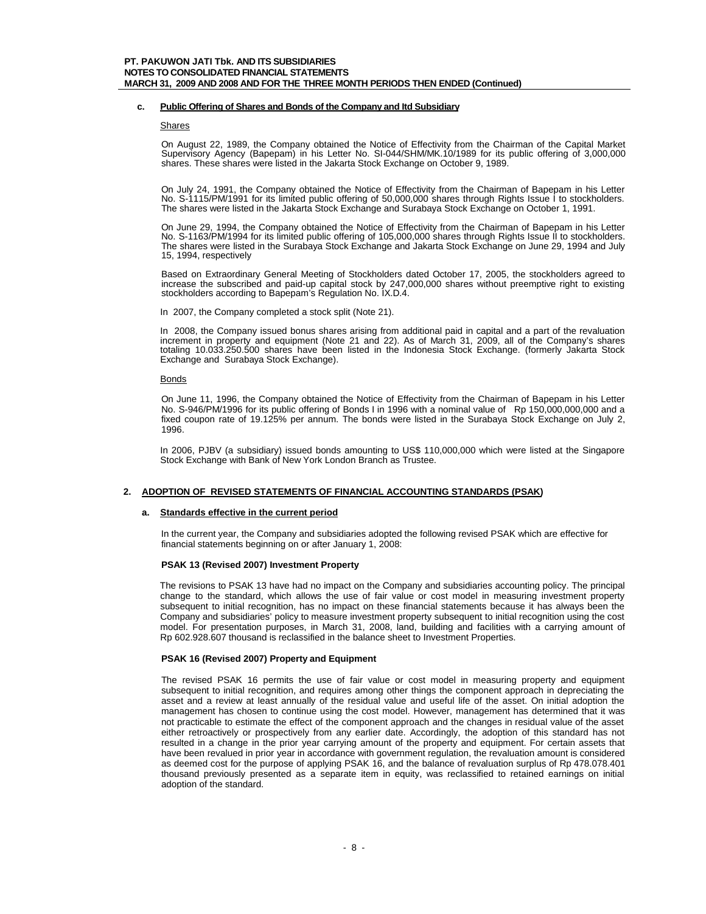**c. Public Offering of Shares and Bonds of the Company and ltd Subsidiary**

Shares

On August 22, 1989, the Company obtained the Notice of Effectivity from the Chairman of the Capital Market Supervisory Agency (Bapepam) in his Letter No. SI-044/SHM/MK.10/1989 for its public offering of 3,000,000 shares. These shares were listed in the Jakarta Stock Exchange on October 9, 1989.

On July 24, 1991, the Company obtained the Notice of Effectivity from the Chairman of Bapepam in his Letter No. S-1115/PM/1991 for its limited public offering of 50,000,000 shares through Rights Issue I to stockholders. The shares were listed in the Jakarta Stock Exchange and Surabaya Stock Exchange on October 1, 1991.

On June 29, 1994, the Company obtained the Notice of Effectivity from the Chairman of Bapepam in his Letter No. S-1163/PM/1994 for its limited public offering of 105,000,000 shares through Rights Issue II to stockholders. The shares were listed in the Surabaya Stock Exchange and Jakarta Stock Exchange on June 29, 1994 and July 15, 1994, respectively

Based on Extraordinary General Meeting of Stockholders dated October 17, 2005, the stockholders agreed to increase the subscribed and paid-up capital stock by 247,000,000 shares without preemptive right to existing stockholders according to Bapepam's Regulation No. IX.D.4.

In 2007, the Company completed a stock split (Note 21).

In 2008, the Company issued bonus shares arising from additional paid in capital and a part of the revaluation increment in property and equipment (Note 21 and 22). As of March 31, 2009, all of the Company's shares totaling 10.033.250.500 shares have been listed in the Indonesia Stock Exchange. (formerly Jakarta Stock Exchange and Surabaya Stock Exchange).

Bonds

On June 11, 1996, the Company obtained the Notice of Effectivity from the Chairman of Bapepam in his Letter No. S-946/PM/1996 for its public offering of Bonds I in 1996 with a nominal value of Rp 150,000,000,000 and a fixed coupon rate of 19.125% per annum. The bonds were listed in the Surabaya Stock Exchange on July 2, 1996.

In 2006, PJBV (a subsidiary) issued bonds amounting to US$ 110,000,000 which were listed at the Singapore Stock Exchange with Bank of New York London Branch as Trustee.

## 2. ADOPTION OF REVISED STATEMENTS OF FINANCIAL ACCOUNTING STANDARDS (PSAK)

### a. Standards effective in the current period

In the current year, the Company and subsidiaries adopted the following revised PSAK which are effective for financial statements beginning on or after January 1, 2008:

**PSAK 13 (Revised 2007) Investment Property**

The revisions to PSAK 13 have had no impact on the Company and subsidiaries accounting policy. The principal change to the standard, which allows the use of fair value or cost model in measuring investment property subsequent to initial recognition, has no impact on these financial statements because it has always been the Company and subsidiaries' policy to measure investment property subsequent to initial recognition using the cost model. For presentation purposes, in March 31, 2008, land, building and facilities with a carrying amount of Rp 602.928.607 thousand is reclassified in the balance sheet to Investment Properties.

**PSAK 16 (Revised 2007) Property and Equipment**

The revised PSAK 16 permits the use of fair value or cost model in measuring property and equipment subsequent to initial recognition, and requires among other things the component approach in depreciating the asset and a review at least annually of the residual value and useful life of the asset. On initial adoption the management has chosen to continue using the cost model. However, management has determined that it was not practicable to estimate the effect of the component approach and the changes in residual value of the asset either retroactively or prospectively from any earlier date. Accordingly, the adoption of this standard has not resulted in a change in the prior year carrying amount of the property and equipment. For certain assets that have been revalued in prior year in accordance with government regulation, the revaluation amount is considered as deemed cost for the purpose of applying PSAK 16, and the balance of revaluation surplus of Rp 478.078.401 thousand previously presented as a separate item in equity, was reclassified to retained earnings on initial adoption of the standard.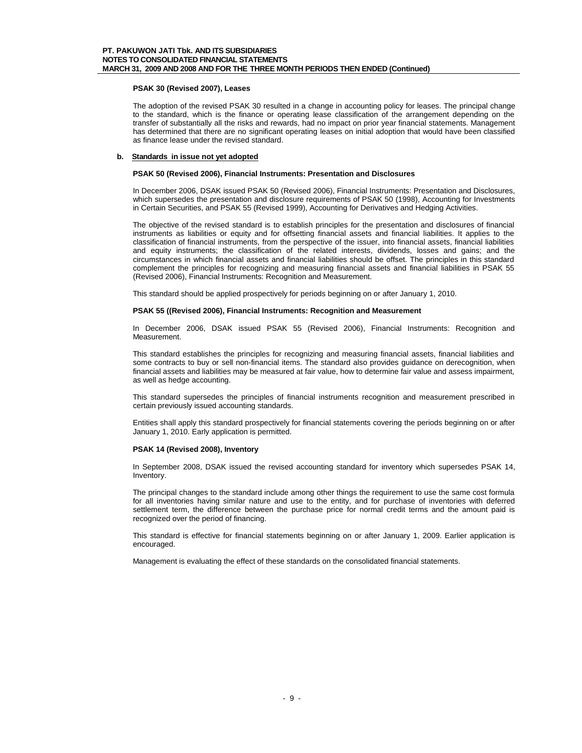#### PSAK 30 (Revised 2007), Leases

The adoption of the revised PSAK 30 resulted in a change in accounting policy for leases. The principal change to the standard, which is the finance or operating lease classification of the arrangement depending on the transfer of substantially all the risks and rewards, had no impact on prior year financial statements. Management has determined that there are no significant operating leases on initial adoption that would have been classified as finance lease under the revised standard.

### b. Standards in issue not yet adopted

#### PSAK 50 (Revised 2006), Financial Instruments: Presentation and Disclosures

In December 2006, DSAK issued PSAK 50 (Revised 2006), Financial Instruments: Presentation and Disclosures, which supersedes the presentation and disclosure requirements of PSAK 50 (1998), Accounting for Investments in Certain Securities, and PSAK 55 (Revised 1999), Accounting for Derivatives and Hedging Activities.

The objective of the revised standard is to establish principles for the presentation and disclosures of financial instruments as liabilities or equity and for offsetting financial assets and financial liabilities. It applies to the classification of financial instruments, from the perspective of the issuer, into financial assets, financial liabilities and equity instruments; the classification of the related interests, dividends, losses and gains; and the circumstances in which financial assets and financial liabilities should be offset. The principles in this standard complement the principles for recognizing and measuring financial assets and financial liabilities in PSAK 55 (Revised 2006), Financial Instruments: Recognition and Measurement.

This standard should be applied prospectively for periods beginning on or after January 1, 2010.

#### PSAK 55 ((Revised 2006), Financial Instruments: Recognition and Measurement

In December 2006, DSAK issued PSAK 55 (Revised 2006), Financial Instruments: Recognition and Measurement.

This standard establishes the principles for recognizing and measuring financial assets, financial liabilities and some contracts to buy or sell non-financial items. The standard also provides guidance on derecognition, when financial assets and liabilities may be measured at fair value, how to determine fair value and assess impairment, as well as hedge accounting.

This standard supersedes the principles of financial instruments recognition and measurement prescribed in certain previously issued accounting standards.

Entities shall apply this standard prospectively for financial statements covering the periods beginning on or after January 1, 2010. Early application is permitted.

#### PSAK 14 (Revised 2008), Inventory

In September 2008, DSAK issued the revised accounting standard for inventory which supersedes PSAK 14, Inventory.

The principal changes to the standard include among other things the requirement to use the same cost formula for all inventories having similar nature and use to the entity, and for purchase of inventories with deferred settlement term, the difference between the purchase price for normal credit terms and the amount paid is recognized over the period of financing.

This standard is effective for financial statements beginning on or after January 1, 2009. Earlier application is encouraged.

Management is evaluating the effect of these standards on the consolidated financial statements.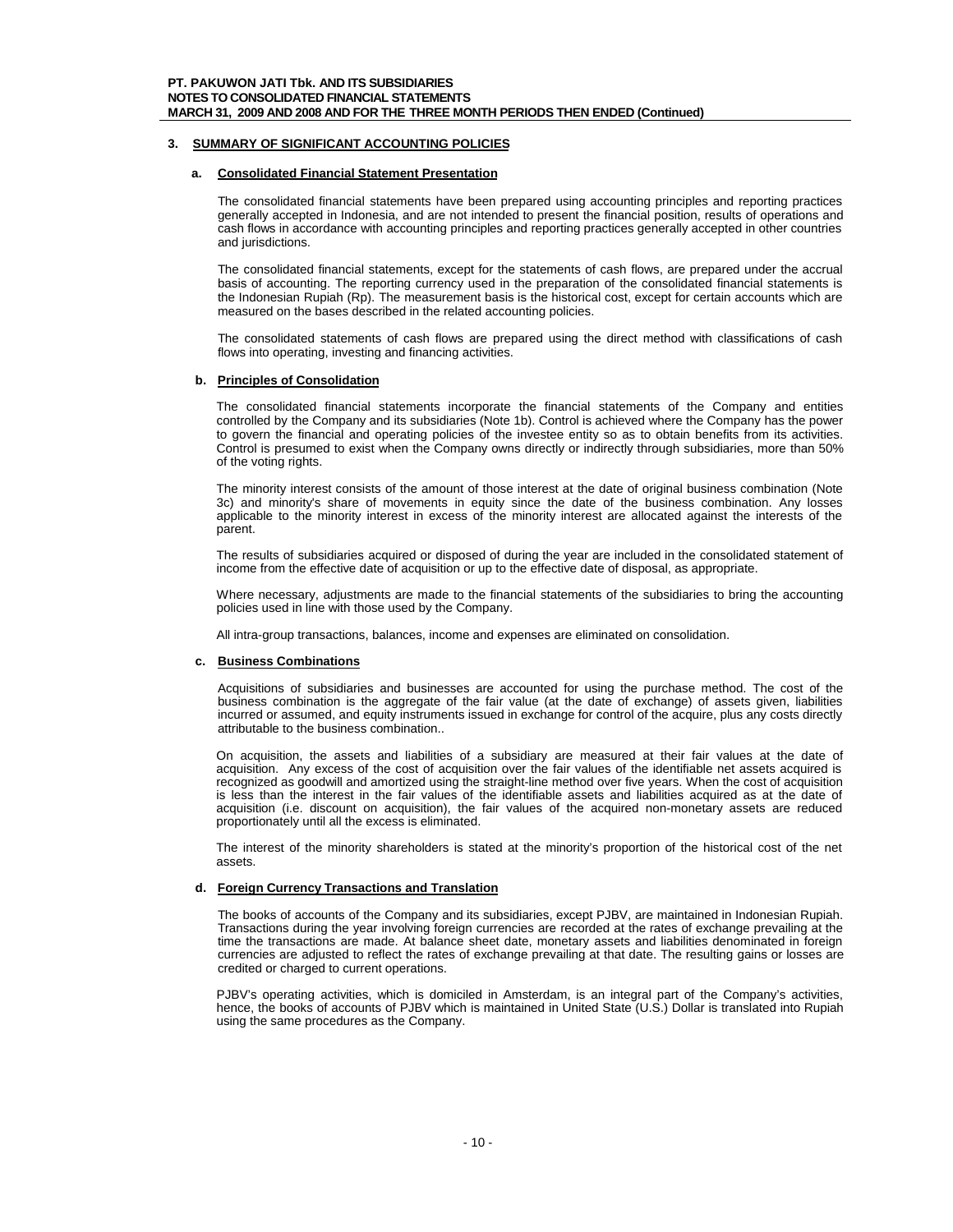## 3. SUMMARY OF SIGNIFICANT ACCOUNTING POLICIES

### a. Consolidated Financial Statement Presentation

The consolidated financial statements have been prepared using accounting principles and reporting practices generally accepted in Indonesia, and are not intended to present the financial position, results of operations and cash flows in accordance with accounting principles and reporting practices generally accepted in other countries and jurisdictions.

The consolidated financial statements, except for the statements of cash flows, are prepared under the accrual basis of accounting. The reporting currency used in the preparation of the consolidated financial statements is the Indonesian Rupiah (Rp). The measurement basis is the historical cost, except for certain accounts which are measured on the bases described in the related accounting policies.

The consolidated statements of cash flows are prepared using the direct method with classifications of cash flows into operating, investing and financing activities.

### b. Principles of Consolidation

The consolidated financial statements incorporate the financial statements of the Company and entities controlled by the Company and its subsidiaries (Note 1b). Control is achieved where the Company has the power to govern the financial and operating policies of the investee entity so as to obtain benefits from its activities. Control is presumed to exist when the Company owns directly or indirectly through subsidiaries, more than 50% of the voting rights.

The minority interest consists of the amount of those interest at the date of original business combination (Note 3c) and minority's share of movements in equity since the date of the business combination. Any losses applicable to the minority interest in excess of the minority interest are allocated against the interests of the parent.

The results of subsidiaries acquired or disposed of during the year are included in the consolidated statement of income from the effective date of acquisition or up to the effective date of disposal, as appropriate.

Where necessary, adjustments are made to the financial statements of the subsidiaries to bring the accounting policies used in line with those used by the Company.

All intra-group transactions, balances, income and expenses are eliminated on consolidation.

### c. Business Combinations

Acquisitions of subsidiaries and businesses are accounted for using the purchase method. The cost of the business combination is the aggregate of the fair value (at the date of exchange) of assets given, liabilities incurred or assumed, and equity instruments issued in exchange for control of the acquire, plus any costs directly attributable to the business combination..

On acquisition, the assets and liabilities of a subsidiary are measured at their fair values at the date of acquisition. Any excess of the cost of acquisition over the fair values of the identifiable net assets acquired is recognized as goodwill and amortized using the straight-line method over five years. When the cost of acquisition is less than the interest in the fair values of the identifiable assets and liabilities acquired as at the date of acquisition (i.e. discount on acquisition), the fair values of the acquired non-monetary assets are reduced proportionately until all the excess is eliminated.

The interest of the minority shareholders is stated at the minority's proportion of the historical cost of the net assets.

### d. Foreign Currency Transactions and Translation

The books of accounts of the Company and its subsidiaries, except PJBV, are maintained in Indonesian Rupiah. Transactions during the year involving foreign currencies are recorded at the rates of exchange prevailing at the time the transactions are made. At balance sheet date, monetary assets and liabilities denominated in foreign currencies are adjusted to reflect the rates of exchange prevailing at that date. The resulting gains or losses are credited or charged to current operations.

PJBV's operating activities, which is domiciled in Amsterdam, is an integral part of the Company's activities, hence, the books of accounts of PJBV which is maintained in United State (U.S.) Dollar is translated into Rupiah using the same procedures as the Company.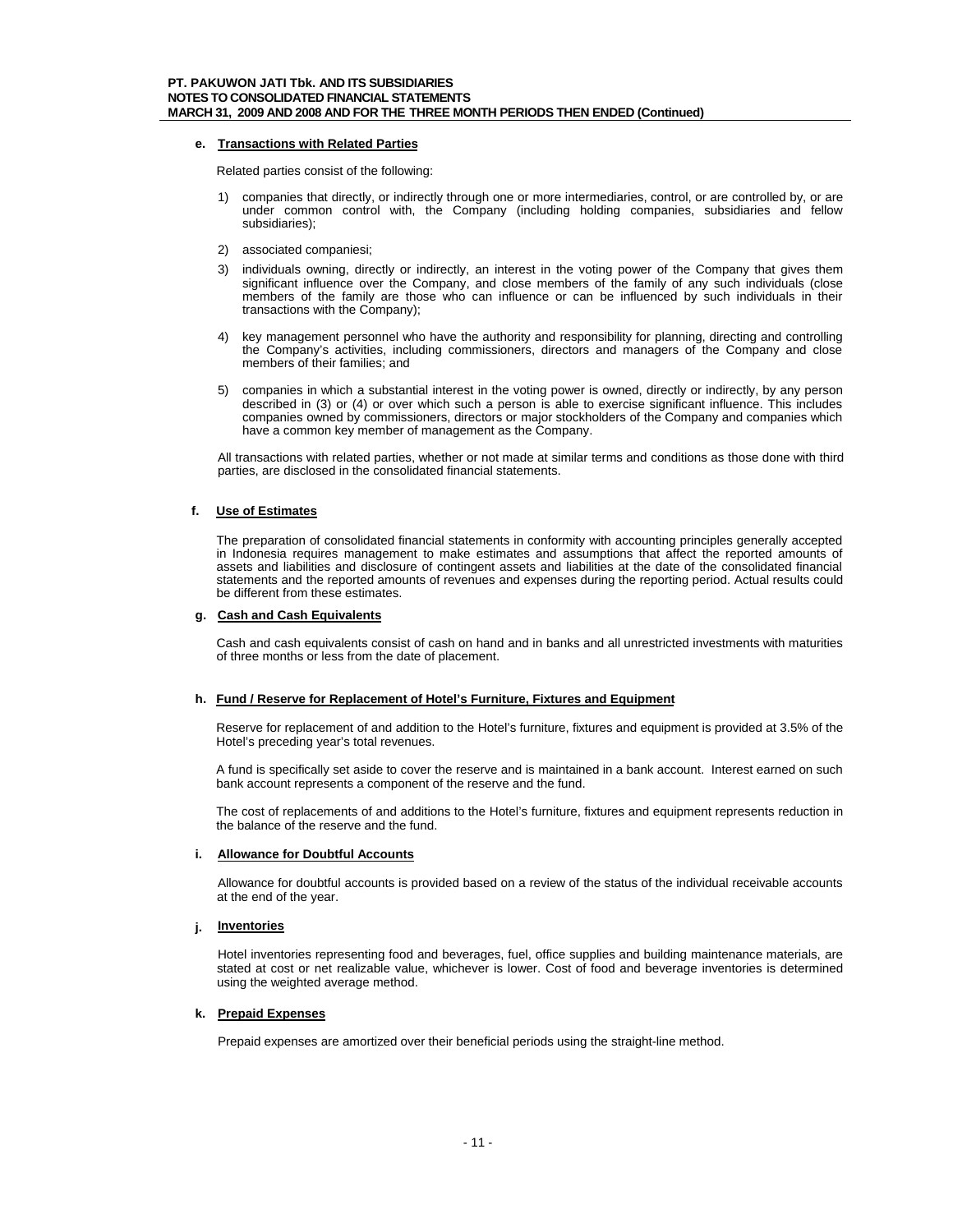**e. Transactions with Related Parties**

Related parties consist of the following:

1) companies that directly, or indirectly through one or more intermediaries, control, or are controlled by, or are under common control with, the Company (including holding companies, subsidiaries and fellow subsidiaries);

2) associated companiesi;

3) individuals owning, directly or indirectly, an interest in the voting power of the Company that gives them significant influence over the Company, and close members of the family of any such individuals (close members of the family are those who can influence or can be influenced by such individuals in their transactions with the Company);

4) key management personnel who have the authority and responsibility for planning, directing and controlling the Company's activities, including commissioners, directors and managers of the Company and close members of their families; and

5) companies in which a substantial interest in the voting power is owned, directly or indirectly, by any person described in (3) or (4) or over which such a person is able to exercise significant influence. This includes companies owned by commissioners, directors or major stockholders of the Company and companies which have a common key member of management as the Company.

All transactions with related parties, whether or not made at similar terms and conditions as those done with third parties, are disclosed in the consolidated financial statements.

**f. Use of Estimates**

The preparation of consolidated financial statements in conformity with accounting principles generally accepted in Indonesia requires management to make estimates and assumptions that affect the reported amounts of assets and liabilities and disclosure of contingent assets and liabilities at the date of the consolidated financial statements and the reported amounts of revenues and expenses during the reporting period. Actual results could be different from these estimates.

**g. Cash and Cash Equivalents**

Cash and cash equivalents consist of cash on hand and in banks and all unrestricted investments with maturities of three months or less from the date of placement.

**h. Fund / Reserve for Replacement of Hotel's Furniture, Fixtures and Equipment**

Reserve for replacement of and addition to the Hotel's furniture, fixtures and equipment is provided at 3.5% of the Hotel's preceding year's total revenues.

A fund is specifically set aside to cover the reserve and is maintained in a bank account. Interest earned on such bank account represents a component of the reserve and the fund.

The cost of replacements of and additions to the Hotel's furniture, fixtures and equipment represents reduction in the balance of the reserve and the fund.

**i. Allowance for Doubtful Accounts**

Allowance for doubtful accounts is provided based on a review of the status of the individual receivable accounts at the end of the year.

**j. Inventories**

Hotel inventories representing food and beverages, fuel, office supplies and building maintenance materials, are stated at cost or net realizable value, whichever is lower. Cost of food and beverage inventories is determined using the weighted average method.

**k. Prepaid Expenses**

Prepaid expenses are amortized over their beneficial periods using the straight-line method.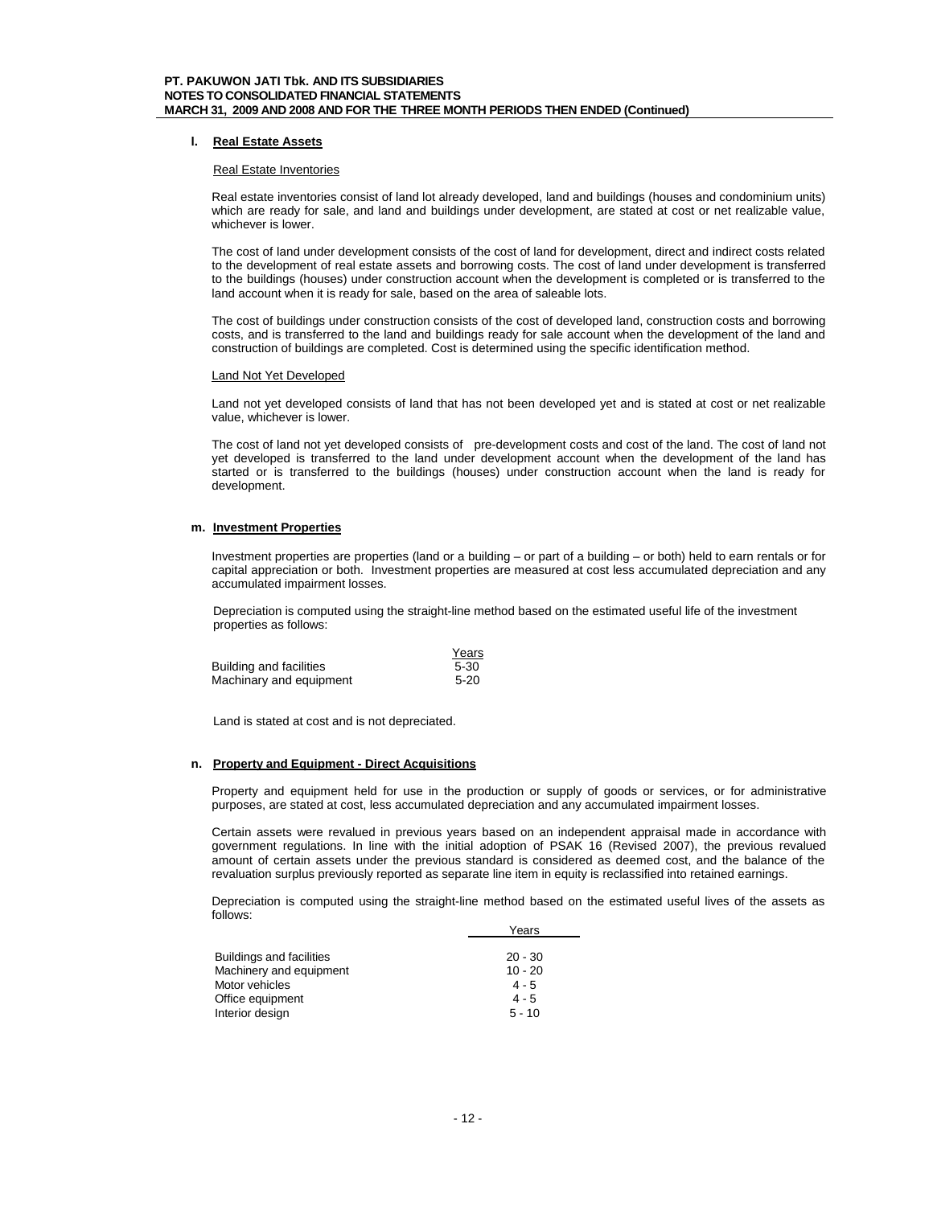## l. Real Estate Assets

### Real Estate Inventories

Real estate inventories consist of land lot already developed, land and buildings (houses and condominium units) which are ready for sale, and land and buildings under development, are stated at cost or net realizable value, whichever is lower.

The cost of land under development consists of the cost of land for development, direct and indirect costs related to the development of real estate assets and borrowing costs. The cost of land under development is transferred to the buildings (houses) under construction account when the development is completed or is transferred to the land account when it is ready for sale, based on the area of saleable lots.

The cost of buildings under construction consists of the cost of developed land, construction costs and borrowing costs, and is transferred to the land and buildings ready for sale account when the development of the land and construction of buildings are completed. Cost is determined using the specific identification method.

### Land Not Yet Developed

Land not yet developed consists of land that has not been developed yet and is stated at cost or net realizable value, whichever is lower.

The cost of land not yet developed consists of pre-development costs and cost of the land. The cost of land not yet developed is transferred to the land under development account when the development of the land has started or is transferred to the buildings (houses) under construction account when the land is ready for development.

## m. Investment Properties

Investment properties are properties (land or a building – or part of a building – or both) held to earn rentals or for capital appreciation or both. Investment properties are measured at cost less accumulated depreciation and any accumulated impairment losses.

Depreciation is computed using the straight-line method based on the estimated useful life of the investment properties as follows:

| | Years |
|---|---|
| Building and facilities | 5-30 |
| Machinary and equipment | 5-20 |

Land is stated at cost and is not depreciated.

## n. Property and Equipment - Direct Acquisitions

Property and equipment held for use in the production or supply of goods or services, or for administrative purposes, are stated at cost, less accumulated depreciation and any accumulated impairment losses.

Certain assets were revalued in previous years based on an independent appraisal made in accordance with government regulations. In line with the initial adoption of PSAK 16 (Revised 2007), the previous revalued amount of certain assets under the previous standard is considered as deemed cost, and the balance of the revaluation surplus previously reported as separate line item in equity is reclassified into retained earnings.

Depreciation is computed using the straight-line method based on the estimated useful lives of the assets as follows:

| | Years |
|---|---|
| Buildings and facilities | 20 - 30 |
| Machinery and equipment | 10 - 20 |
| Motor vehicles | 4 - 5 |
| Office equipment | 4 - 5 |
| Interior design | 5 - 10 |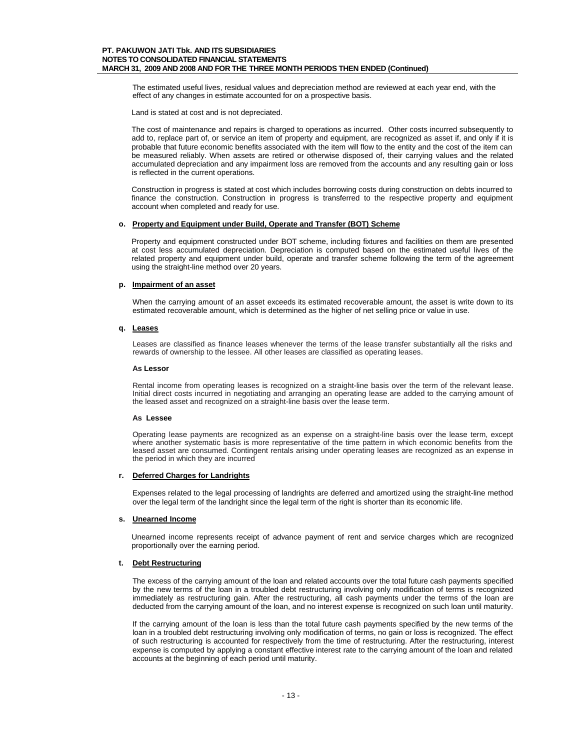The estimated useful lives, residual values and depreciation method are reviewed at each year end, with the effect of any changes in estimate accounted for on a prospective basis.

Land is stated at cost and is not depreciated.

The cost of maintenance and repairs is charged to operations as incurred. Other costs incurred subsequently to add to, replace part of, or service an item of property and equipment, are recognized as asset if, and only if it is probable that future economic benefits associated with the item will flow to the entity and the cost of the item can be measured reliably. When assets are retired or otherwise disposed of, their carrying values and the related accumulated depreciation and any impairment loss are removed from the accounts and any resulting gain or loss is reflected in the current operations.

Construction in progress is stated at cost which includes borrowing costs during construction on debts incurred to finance the construction. Construction in progress is transferred to the respective property and equipment account when completed and ready for use.

**o. Property and Equipment under Build, Operate and Transfer (BOT) Scheme**

Property and equipment constructed under BOT scheme, including fixtures and facilities on them are presented at cost less accumulated depreciation. Depreciation is computed based on the estimated useful lives of the related property and equipment under build, operate and transfer scheme following the term of the agreement using the straight-line method over 20 years.

**p. Impairment of an asset**

When the carrying amount of an asset exceeds its estimated recoverable amount, the asset is write down to its estimated recoverable amount, which is determined as the higher of net selling price or value in use.

**q. Leases**

Leases are classified as finance leases whenever the terms of the lease transfer substantially all the risks and rewards of ownership to the lessee. All other leases are classified as operating leases.

**As Lessor**

Rental income from operating leases is recognized on a straight-line basis over the term of the relevant lease. Initial direct costs incurred in negotiating and arranging an operating lease are added to the carrying amount of the leased asset and recognized on a straight-line basis over the lease term.

**As Lessee**

Operating lease payments are recognized as an expense on a straight-line basis over the lease term, except where another systematic basis is more representative of the time pattern in which economic benefits from the leased asset are consumed. Contingent rentals arising under operating leases are recognized as an expense in the period in which they are incurred

**r. Deferred Charges for Landrights**

Expenses related to the legal processing of landrights are deferred and amortized using the straight-line method over the legal term of the landright since the legal term of the right is shorter than its economic life.

**s. Unearned Income**

Unearned income represents receipt of advance payment of rent and service charges which are recognized proportionally over the earning period.

**t. Debt Restructuring**

The excess of the carrying amount of the loan and related accounts over the total future cash payments specified by the new terms of the loan in a troubled debt restructuring involving only modification of terms is recognized immediately as restructuring gain. After the restructuring, all cash payments under the terms of the loan are deducted from the carrying amount of the loan, and no interest expense is recognized on such loan until maturity.

If the carrying amount of the loan is less than the total future cash payments specified by the new terms of the loan in a troubled debt restructuring involving only modification of terms, no gain or loss is recognized. The effect of such restructuring is accounted for respectively from the time of restructuring. After the restructuring, interest expense is computed by applying a constant effective interest rate to the carrying amount of the loan and related accounts at the beginning of each period until maturity.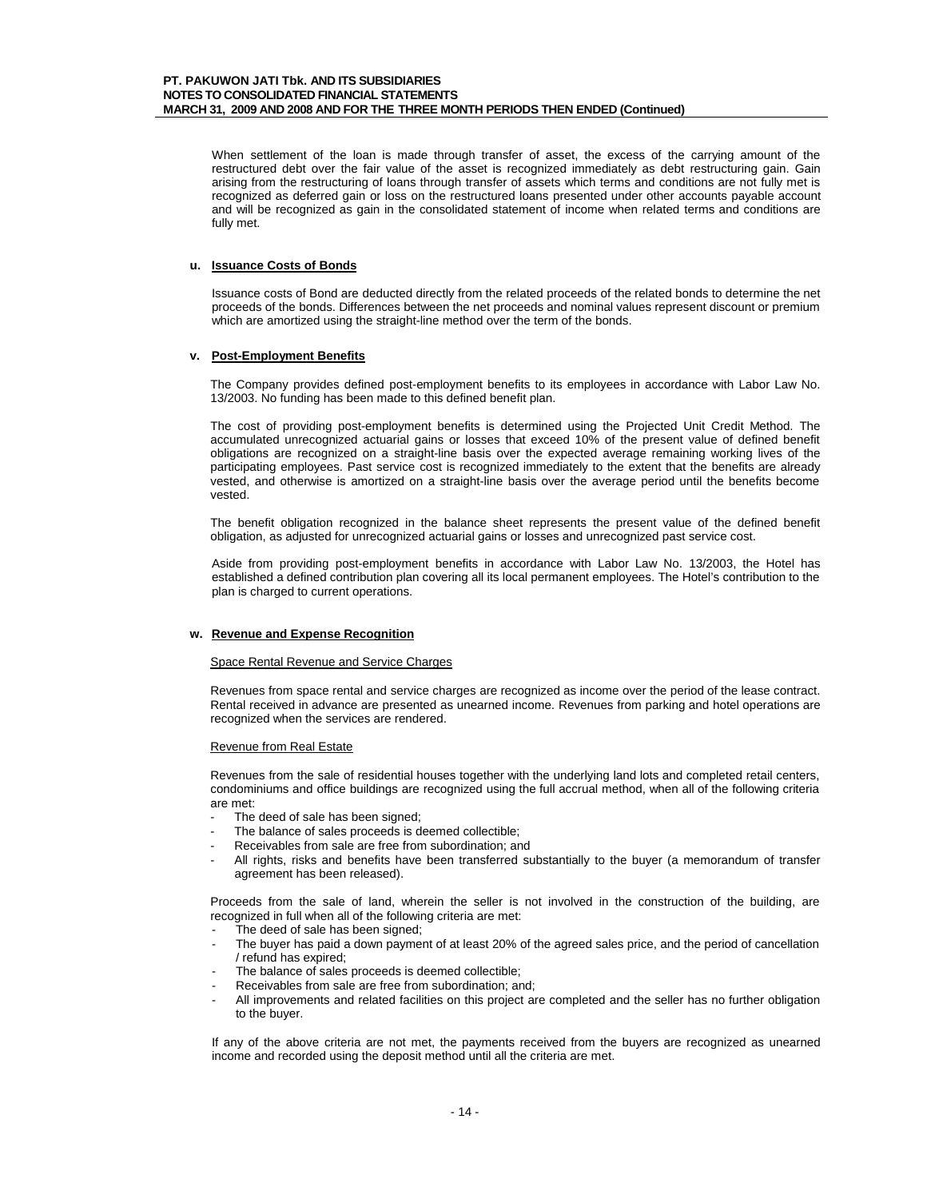When settlement of the loan is made through transfer of asset, the excess of the carrying amount of the restructured debt over the fair value of the asset is recognized immediately as debt restructuring gain. Gain arising from the restructuring of loans through transfer of assets which terms and conditions are not fully met is recognized as deferred gain or loss on the restructured loans presented under other accounts payable account and will be recognized as gain in the consolidated statement of income when related terms and conditions are fully met.

**u. Issuance Costs of Bonds**

Issuance costs of Bond are deducted directly from the related proceeds of the related bonds to determine the net proceeds of the bonds. Differences between the net proceeds and nominal values represent discount or premium which are amortized using the straight-line method over the term of the bonds.

**v. Post-Employment Benefits**

The Company provides defined post-employment benefits to its employees in accordance with Labor Law No. 13/2003. No funding has been made to this defined benefit plan.

The cost of providing post-employment benefits is determined using the Projected Unit Credit Method. The accumulated unrecognized actuarial gains or losses that exceed 10% of the present value of defined benefit obligations are recognized on a straight-line basis over the expected average remaining working lives of the participating employees. Past service cost is recognized immediately to the extent that the benefits are already vested, and otherwise is amortized on a straight-line basis over the average period until the benefits become vested.

The benefit obligation recognized in the balance sheet represents the present value of the defined benefit obligation, as adjusted for unrecognized actuarial gains or losses and unrecognized past service cost.

Aside from providing post-employment benefits in accordance with Labor Law No. 13/2003, the Hotel has established a defined contribution plan covering all its local permanent employees. The Hotel's contribution to the plan is charged to current operations.

**w. Revenue and Expense Recognition**

Space Rental Revenue and Service Charges

Revenues from space rental and service charges are recognized as income over the period of the lease contract. Rental received in advance are presented as unearned income. Revenues from parking and hotel operations are recognized when the services are rendered.

Revenue from Real Estate

Revenues from the sale of residential houses together with the underlying land lots and completed retail centers, condominiums and office buildings are recognized using the full accrual method, when all of the following criteria are met:

- The deed of sale has been signed;
- The balance of sales proceeds is deemed collectible;
- Receivables from sale are free from subordination; and
- All rights, risks and benefits have been transferred substantially to the buyer (a memorandum of transfer agreement has been released).

Proceeds from the sale of land, wherein the seller is not involved in the construction of the building, are recognized in full when all of the following criteria are met:

- The deed of sale has been signed;
- The buyer has paid a down payment of at least 20% of the agreed sales price, and the period of cancellation / refund has expired;
- The balance of sales proceeds is deemed collectible;
- Receivables from sale are free from subordination; and;
- All improvements and related facilities on this project are completed and the seller has no further obligation to the buyer.

If any of the above criteria are not met, the payments received from the buyers are recognized as unearned income and recorded using the deposit method until all the criteria are met.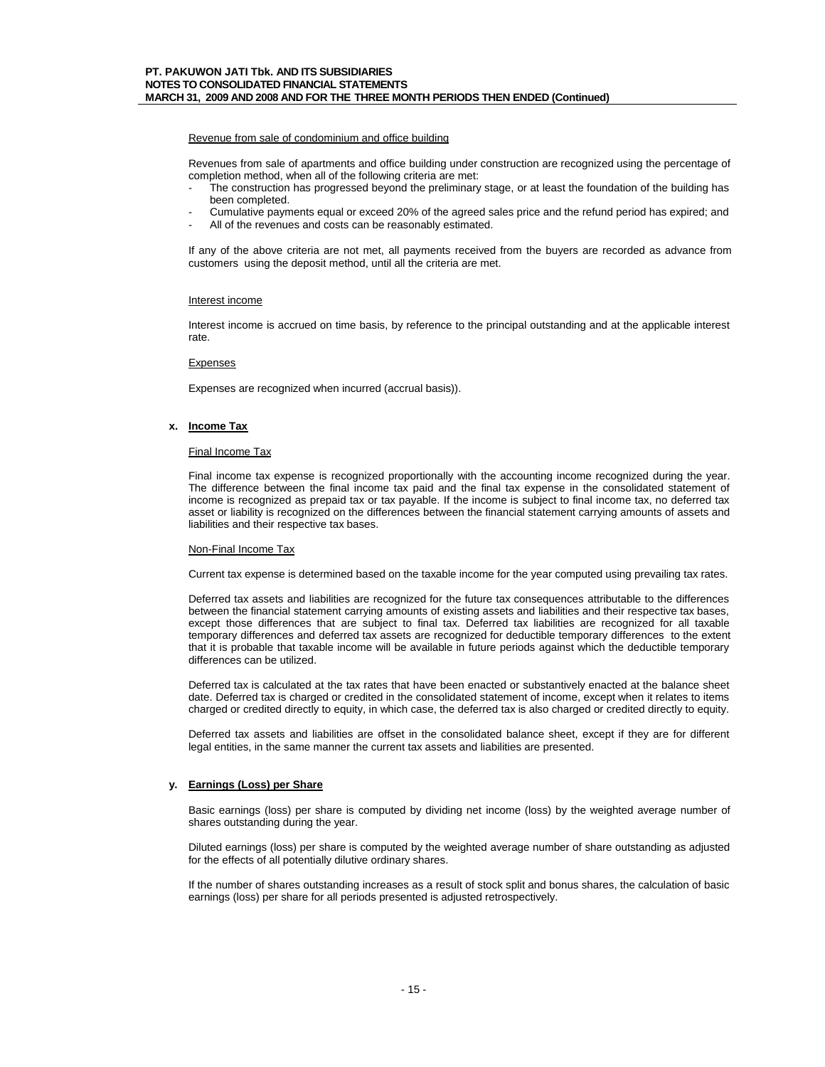Revenue from sale of condominium and office building

Revenues from sale of apartments and office building under construction are recognized using the percentage of completion method, when all of the following criteria are met:

- The construction has progressed beyond the preliminary stage, or at least the foundation of the building has been completed.
- Cumulative payments equal or exceed 20% of the agreed sales price and the refund period has expired; and
- All of the revenues and costs can be reasonably estimated.

If any of the above criteria are not met, all payments received from the buyers are recorded as advance from customers using the deposit method, until all the criteria are met.

Interest income

Interest income is accrued on time basis, by reference to the principal outstanding and at the applicable interest rate.

Expenses

Expenses are recognized when incurred (accrual basis)).

**x. Income Tax**

Final Income Tax

Final income tax expense is recognized proportionally with the accounting income recognized during the year. The difference between the final income tax paid and the final tax expense in the consolidated statement of income is recognized as prepaid tax or tax payable. If the income is subject to final income tax, no deferred tax asset or liability is recognized on the differences between the financial statement carrying amounts of assets and liabilities and their respective tax bases.

Non-Final Income Tax

Current tax expense is determined based on the taxable income for the year computed using prevailing tax rates.

Deferred tax assets and liabilities are recognized for the future tax consequences attributable to the differences between the financial statement carrying amounts of existing assets and liabilities and their respective tax bases, except those differences that are subject to final tax. Deferred tax liabilities are recognized for all taxable temporary differences and deferred tax assets are recognized for deductible temporary differences to the extent that it is probable that taxable income will be available in future periods against which the deductible temporary differences can be utilized.

Deferred tax is calculated at the tax rates that have been enacted or substantively enacted at the balance sheet date. Deferred tax is charged or credited in the consolidated statement of income, except when it relates to items charged or credited directly to equity, in which case, the deferred tax is also charged or credited directly to equity.

Deferred tax assets and liabilities are offset in the consolidated balance sheet, except if they are for different legal entities, in the same manner the current tax assets and liabilities are presented.

**y. Earnings (Loss) per Share**

Basic earnings (loss) per share is computed by dividing net income (loss) by the weighted average number of shares outstanding during the year.

Diluted earnings (loss) per share is computed by the weighted average number of share outstanding as adjusted for the effects of all potentially dilutive ordinary shares.

If the number of shares outstanding increases as a result of stock split and bonus shares, the calculation of basic earnings (loss) per share for all periods presented is adjusted retrospectively.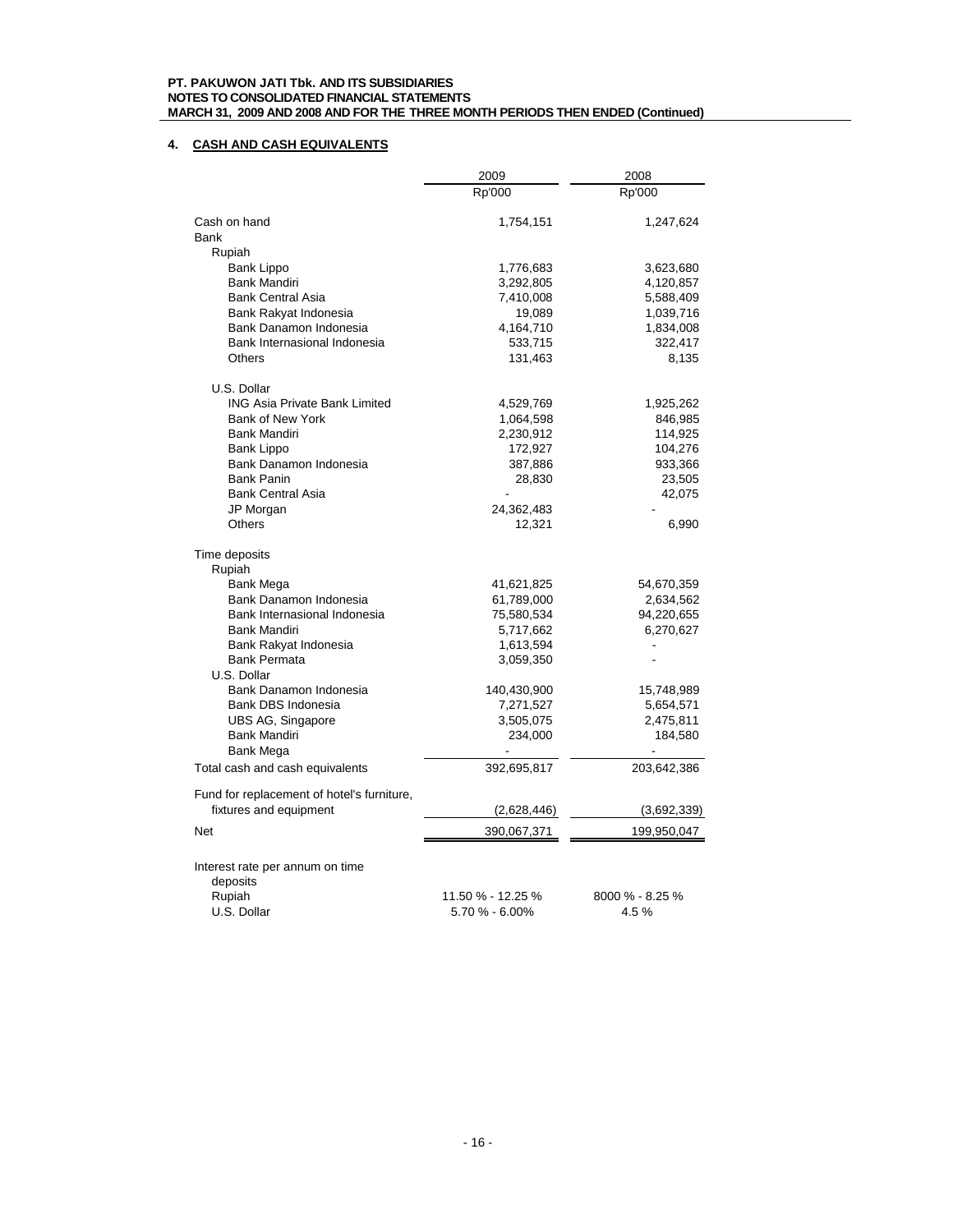## 4. CASH AND CASH EQUIVALENTS

| | 2009 | 2008 |
|---|---|---|
| | Rp'000 | Rp'000 |
| Cash on hand | 1,754,151 | 1,247,624 |
| Bank | | |
| Rupiah | | |
| Bank Lippo | 1,776,683 | 3,623,680 |
| Bank Mandiri | 3,292,805 | 4,120,857 |
| Bank Central Asia | 7,410,008 | 5,588,409 |
| Bank Rakyat Indonesia | 19,089 | 1,039,716 |
| Bank Danamon Indonesia | 4,164,710 | 1,834,008 |
| Bank Internasional Indonesia | 533,715 | 322,417 |
| Others | 131,463 | 8,135 |
| U.S. Dollar | | |
| ING Asia Private Bank Limited | 4,529,769 | 1,925,262 |
| Bank of New York | 1,064,598 | 846,985 |
| Bank Mandiri | 2,230,912 | 114,925 |
| Bank Lippo | 172,927 | 104,276 |
| Bank Danamon Indonesia | 387,886 | 933,366 |
| Bank Panin | 28,830 | 23,505 |
| Bank Central Asia | - | 42,075 |
| JP Morgan | 24,362,483 | - |
| Others | 12,321 | 6,990 |
| Time deposits | | |
| Rupiah | | |
| Bank Mega | 41,621,825 | 54,670,359 |
| Bank Danamon Indonesia | 61,789,000 | 2,634,562 |
| Bank Internasional Indonesia | 75,580,534 | 94,220,655 |
| Bank Mandiri | 5,717,662 | 6,270,627 |
| Bank Rakyat Indonesia | 1,613,594 | - |
| Bank Permata | 3,059,350 | - |
| U.S. Dollar | | |
| Bank Danamon Indonesia | 140,430,900 | 15,748,989 |
| Bank DBS Indonesia | 7,271,527 | 5,654,571 |
| UBS AG, Singapore | 3,505,075 | 2,475,811 |
| Bank Mandiri | 234,000 | 184,580 |
| Bank Mega | - | - |
| Total cash and cash equivalents | 392,695,817 | 203,642,386 |
| Fund for replacement of hotel's furniture, fixtures and equipment | (2,628,446) | (3,692,339) |
| Net | 390,067,371 | 199,950,047 |
| Interest rate per annum on time deposits | | |
| Rupiah | 11.50 % - 12.25 % | 8000 % - 8.25 % |
| U.S. Dollar | 5.70 % - 6.00% | 4.5 % |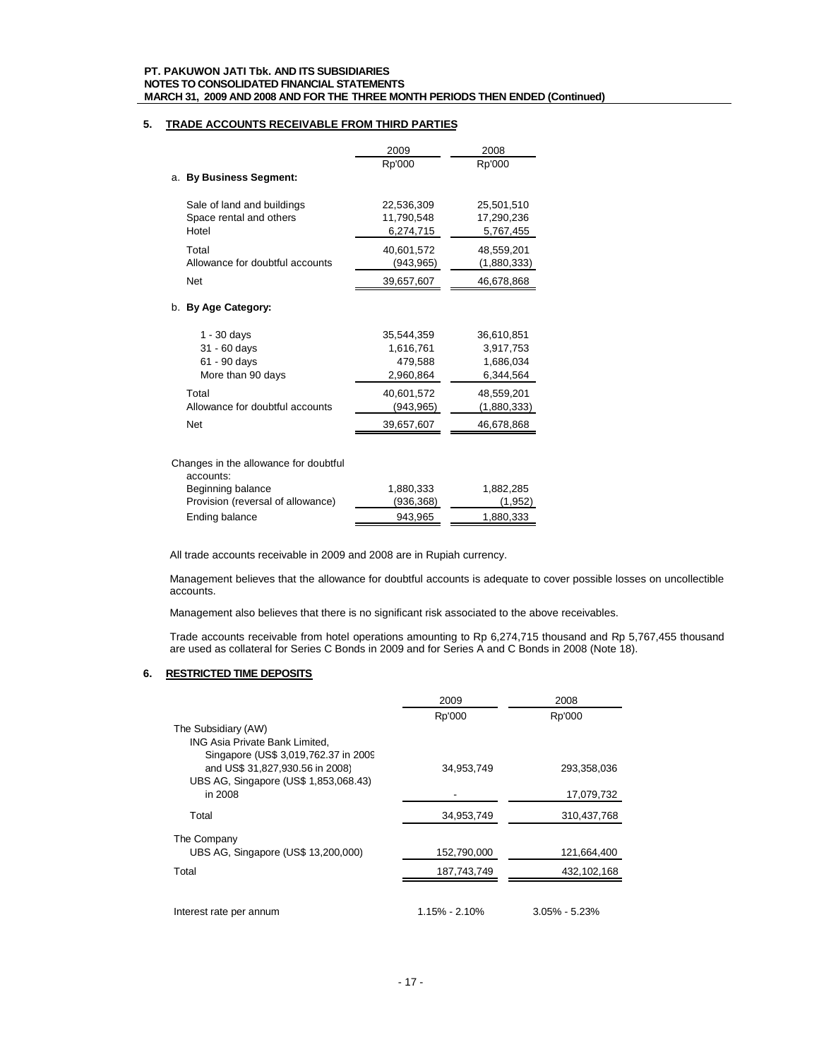## 5. TRADE ACCOUNTS RECEIVABLE FROM THIRD PARTIES

| | 2009 | 2008 |
|---|---|---|
| | Rp'000 | Rp'000 |
| **a. By Business Segment:** | | |
| Sale of land and buildings | 22,536,309 | 25,501,510 |
| Space rental and others | 11,790,548 | 17,290,236 |
| Hotel | 6,274,715 | 5,767,455 |
| Total | 40,601,572 | 48,559,201 |
| Allowance for doubtful accounts | (943,965) | (1,880,333) |
| Net | 39,657,607 | 46,678,868 |
| **b. By Age Category:** | | |
| 1 - 30 days | 35,544,359 | 36,610,851 |
| 31 - 60 days | 1,616,761 | 3,917,753 |
| 61 - 90 days | 479,588 | 1,686,034 |
| More than 90 days | 2,960,864 | 6,344,564 |
| Total | 40,601,572 | 48,559,201 |
| Allowance for doubtful accounts | (943,965) | (1,880,333) |
| Net | 39,657,607 | 46,678,868 |
| Changes in the allowance for doubtful accounts: | | |
| Beginning balance | 1,880,333 | 1,882,285 |
| Provision (reversal of allowance) | (936,368) | (1,952) |
| Ending balance | 943,965 | 1,880,333 |

All trade accounts receivable in 2009 and 2008 are in Rupiah currency.

Management believes that the allowance for doubtful accounts is adequate to cover possible losses on uncollectible accounts.

Management also believes that there is no significant risk associated to the above receivables.

Trade accounts receivable from hotel operations amounting to Rp 6,274,715 thousand and Rp 5,767,455 thousand are used as collateral for Series C Bonds in 2009 and for Series A and C Bonds in 2008 (Note 18).

## 6. RESTRICTED TIME DEPOSITS

| | 2009 | 2008 |
|---|---|---|
| | Rp'000 | Rp'000 |
| The Subsidiary (AW) | | |
| ING Asia Private Bank Limited, Singapore (US$ 3,019,762.37 in 2009 and US$ 31,827,930.56 in 2008) | 34,953,749 | 293,358,036 |
| UBS AG, Singapore (US$ 1,853,068.43) in 2008 | - | 17,079,732 |
| Total | 34,953,749 | 310,437,768 |
| The Company | | |
| UBS AG, Singapore (US$ 13,200,000) | 152,790,000 | 121,664,400 |
| Total | 187,743,749 | 432,102,168 |
| Interest rate per annum | 1.15% - 2.10% | 3.05% - 5.23% |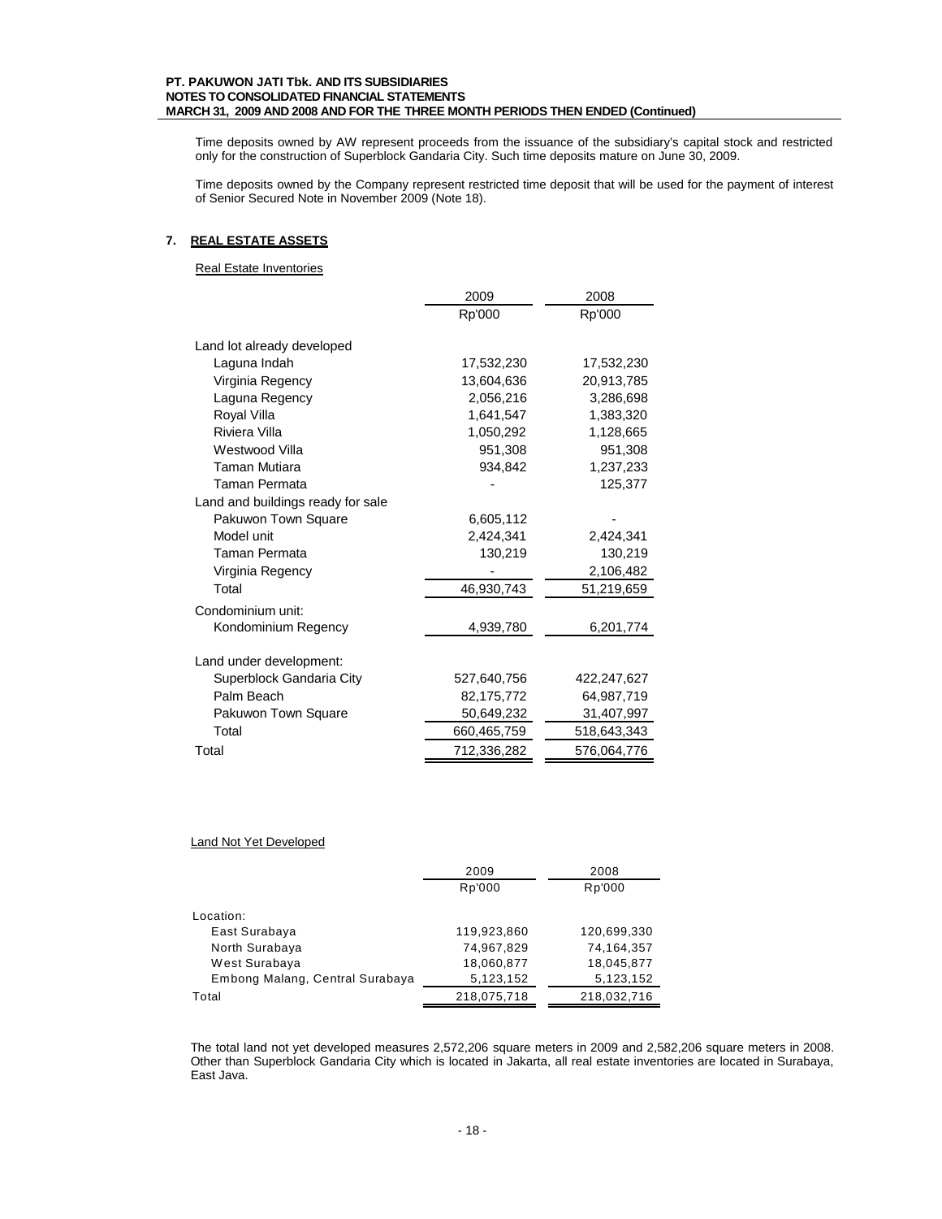Time deposits owned by AW represent proceeds from the issuance of the subsidiary's capital stock and restricted only for the construction of Superblock Gandaria City. Such time deposits mature on June 30, 2009.

Time deposits owned by the Company represent restricted time deposit that will be used for the payment of interest of Senior Secured Note in November 2009 (Note 18).

## 7. REAL ESTATE ASSETS

Real Estate Inventories

| | 2009 | 2008 |
|---|---|---|
| | Rp'000 | Rp'000 |
| Land lot already developed | | |
| Laguna Indah | 17,532,230 | 17,532,230 |
| Virginia Regency | 13,604,636 | 20,913,785 |
| Laguna Regency | 2,056,216 | 3,286,698 |
| Royal Villa | 1,641,547 | 1,383,320 |
| Riviera Villa | 1,050,292 | 1,128,665 |
| Westwood Villa | 951,308 | 951,308 |
| Taman Mutiara | 934,842 | 1,237,233 |
| Taman Permata | - | 125,377 |
| Land and buildings ready for sale | | |
| Pakuwon Town Square | 6,605,112 | - |
| Model unit | 2,424,341 | 2,424,341 |
| Taman Permata | 130,219 | 130,219 |
| Virginia Regency | - | 2,106,482 |
| Total | 46,930,743 | 51,219,659 |
| Condominium unit: | | |
| Kondominium Regency | 4,939,780 | 6,201,774 |
| Land under development: | | |
| Superblock Gandaria City | 527,640,756 | 422,247,627 |
| Palm Beach | 82,175,772 | 64,987,719 |
| Pakuwon Town Square | 50,649,232 | 31,407,997 |
| Total | 660,465,759 | 518,643,343 |
| Total | 712,336,282 | 576,064,776 |

Land Not Yet Developed

| | 2009 | 2008 |
|---|---|---|
| | Rp'000 | Rp'000 |
| Location: | | |
| East Surabaya | 119,923,860 | 120,699,330 |
| North Surabaya | 74,967,829 | 74,164,357 |
| West Surabaya | 18,060,877 | 18,045,877 |
| Embong Malang, Central Surabaya | 5,123,152 | 5,123,152 |
| Total | 218,075,718 | 218,032,716 |

The total land not yet developed measures 2,572,206 square meters in 2009 and 2,582,206 square meters in 2008. Other than Superblock Gandaria City which is located in Jakarta, all real estate inventories are located in Surabaya, East Java.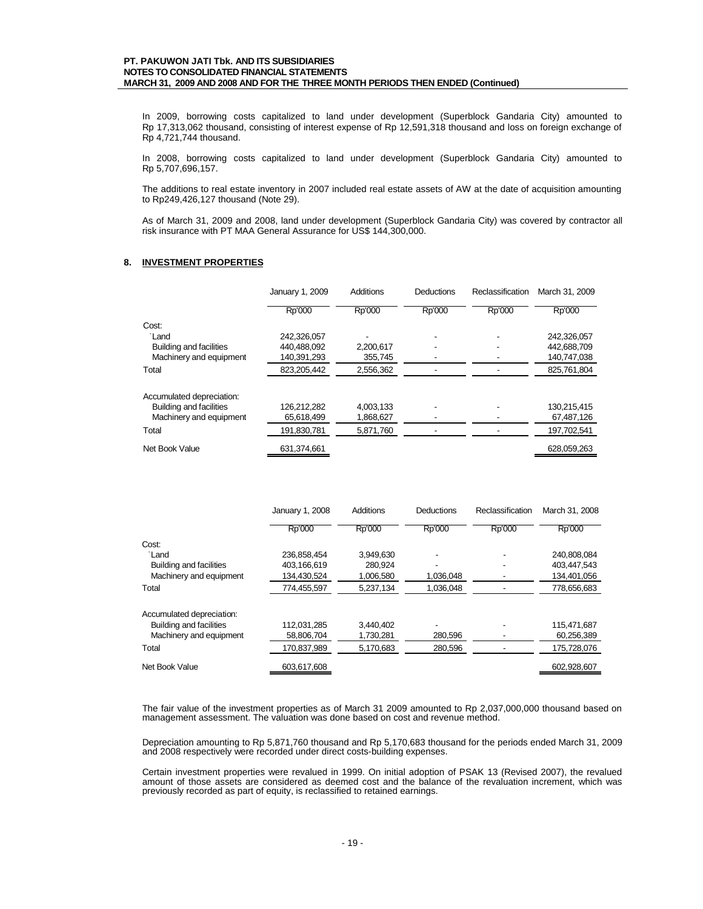In 2009, borrowing costs capitalized to land under development (Superblock Gandaria City) amounted to Rp 17,313,062 thousand, consisting of interest expense of Rp 12,591,318 thousand and loss on foreign exchange of Rp 4,721,744 thousand.

In 2008, borrowing costs capitalized to land under development (Superblock Gandaria City) amounted to Rp 5,707,696,157.

The additions to real estate inventory in 2007 included real estate assets of AW at the date of acquisition amounting to Rp249,426,127 thousand (Note 29).

As of March 31, 2009 and 2008, land under development (Superblock Gandaria City) was covered by contractor all risk insurance with PT MAA General Assurance for US$ 144,300,000.

## 8. INVESTMENT PROPERTIES

| | January 1, 2009 | Additions | Deductions | Reclassification | March 31, 2009 |
|---|---|---|---|---|---|
| | Rp'000 | Rp'000 | Rp'000 | Rp'000 | Rp'000 |
| Cost: | | | | | |
| Land | 242,326,057 | - | - | - | 242,326,057 |
| Building and facilities | 440,488,092 | 2,200,617 | - | - | 442,688,709 |
| Machinery and equipment | 140,391,293 | 355,745 | - | - | 140,747,038 |
| Total | 823,205,442 | 2,556,362 | - | - | 825,761,804 |
| Accumulated depreciation: | | | | | |
| Building and facilities | 126,212,282 | 4,003,133 | - | - | 130,215,415 |
| Machinery and equipment | 65,618,499 | 1,868,627 | - | - | 67,487,126 |
| Total | 191,830,781 | 5,871,760 | - | - | 197,702,541 |
| Net Book Value | 631,374,661 | | | | 628,059,263 |

| | January 1, 2008 | Additions | Deductions | Reclassification | March 31, 2008 |
|---|---|---|---|---|---|
| | Rp'000 | Rp'000 | Rp'000 | Rp'000 | Rp'000 |
| Cost: | | | | | |
| Land | 236,858,454 | 3,949,630 | - | - | 240,808,084 |
| Building and facilities | 403,166,619 | 280,924 | - | - | 403,447,543 |
| Machinery and equipment | 134,430,524 | 1,006,580 | 1,036,048 | - | 134,401,056 |
| Total | 774,455,597 | 5,237,134 | 1,036,048 | - | 778,656,683 |
| Accumulated depreciation: | | | | | |
| Building and facilities | 112,031,285 | 3,440,402 | - | - | 115,471,687 |
| Machinery and equipment | 58,806,704 | 1,730,281 | 280,596 | - | 60,256,389 |
| Total | 170,837,989 | 5,170,683 | 280,596 | - | 175,728,076 |
| Net Book Value | 603,617,608 | | | | 602,928,607 |

The fair value of the investment properties as of March 31 2009 amounted to Rp 2,037,000,000 thousand based on management assessment. The valuation was done based on cost and revenue method.

Depreciation amounting to Rp 5,871,760 thousand and Rp 5,170,683 thousand for the periods ended March 31, 2009 and 2008 respectively were recorded under direct costs-building expenses.

Certain investment properties were revalued in 1999. On initial adoption of PSAK 13 (Revised 2007), the revalued amount of those assets are considered as deemed cost and the balance of the revaluation increment, which was previously recorded as part of equity, is reclassified to retained earnings.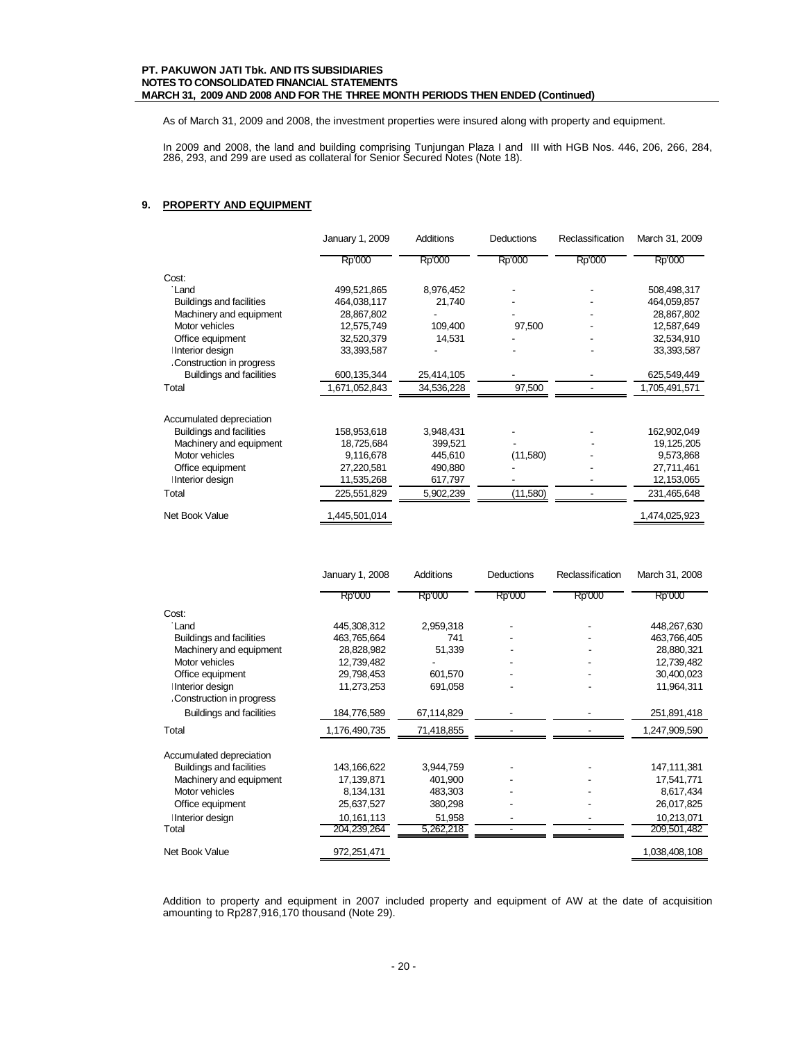As of March 31, 2009 and 2008, the investment properties were insured along with property and equipment.

In 2009 and 2008, the land and building comprising Tunjungan Plaza I and III with HGB Nos. 446, 206, 266, 284, 286, 293, and 299 are used as collateral for Senior Secured Notes (Note 18).

## 9. PROPERTY AND EQUIPMENT

| | January 1, 2009 | Additions | Deductions | Reclassification | March 31, 2009 |
|---|---|---|---|---|---|
| | Rp'000 | Rp'000 | Rp'000 | Rp'000 | Rp'000 |
| Cost: | | | | | |
| Land | 499,521,865 | 8,976,452 | - | - | 508,498,317 |
| Buildings and facilities | 464,038,117 | 21,740 | - | - | 464,059,857 |
| Machinery and equipment | 28,867,802 | - | - | - | 28,867,802 |
| Motor vehicles | 12,575,749 | 109,400 | 97,500 | - | 12,587,649 |
| Office equipment | 32,520,379 | 14,531 | - | - | 32,534,910 |
| Interior design | 33,393,587 | - | - | - | 33,393,587 |
| Construction in progress | | | | | |
| Buildings and facilities | 600,135,344 | 25,414,105 | - | - | 625,549,449 |
| Total | 1,671,052,843 | 34,536,228 | 97,500 | - | 1,705,491,571 |
| Accumulated depreciation | | | | | |
| Buildings and facilities | 158,953,618 | 3,948,431 | - | - | 162,902,049 |
| Machinery and equipment | 18,725,684 | 399,521 | - | - | 19,125,205 |
| Motor vehicles | 9,116,678 | 445,610 | (11,580) | - | 9,573,868 |
| Office equipment | 27,220,581 | 490,880 | - | - | 27,711,461 |
| Interior design | 11,535,268 | 617,797 | - | - | 12,153,065 |
| Total | 225,551,829 | 5,902,239 | (11,580) | - | 231,465,648 |
| Net Book Value | 1,445,501,014 | | | | 1,474,025,923 |

| | January 1, 2008 | Additions | Deductions | Reclassification | March 31, 2008 |
|---|---|---|---|---|---|
| | Rp'000 | Rp'000 | Rp'000 | Rp'000 | Rp'000 |
| Cost: | | | | | |
| Land | 445,308,312 | 2,959,318 | - | - | 448,267,630 |
| Buildings and facilities | 463,765,664 | 741 | - | - | 463,766,405 |
| Machinery and equipment | 28,828,982 | 51,339 | - | - | 28,880,321 |
| Motor vehicles | 12,739,482 | - | - | - | 12,739,482 |
| Office equipment | 29,798,453 | 601,570 | - | - | 30,400,023 |
| Interior design | 11,273,253 | 691,058 | - | - | 11,964,311 |
| Construction in progress | | | | | |
| Buildings and facilities | 184,776,589 | 67,114,829 | - | - | 251,891,418 |
| Total | 1,176,490,735 | 71,418,855 | - | - | 1,247,909,590 |
| Accumulated depreciation | | | | | |
| Buildings and facilities | 143,166,622 | 3,944,759 | - | - | 147,111,381 |
| Machinery and equipment | 17,139,871 | 401,900 | - | - | 17,541,771 |
| Motor vehicles | 8,134,131 | 483,303 | - | - | 8,617,434 |
| Office equipment | 25,637,527 | 380,298 | - | - | 26,017,825 |
| Interior design | 10,161,113 | 51,958 | - | - | 10,213,071 |
| Total | 204,239,264 | 5,262,218 | - | - | 209,501,482 |
| Net Book Value | 972,251,471 | | | | 1,038,408,108 |

Addition to property and equipment in 2007 included property and equipment of AW at the date of acquisition amounting to Rp287,916,170 thousand (Note 29).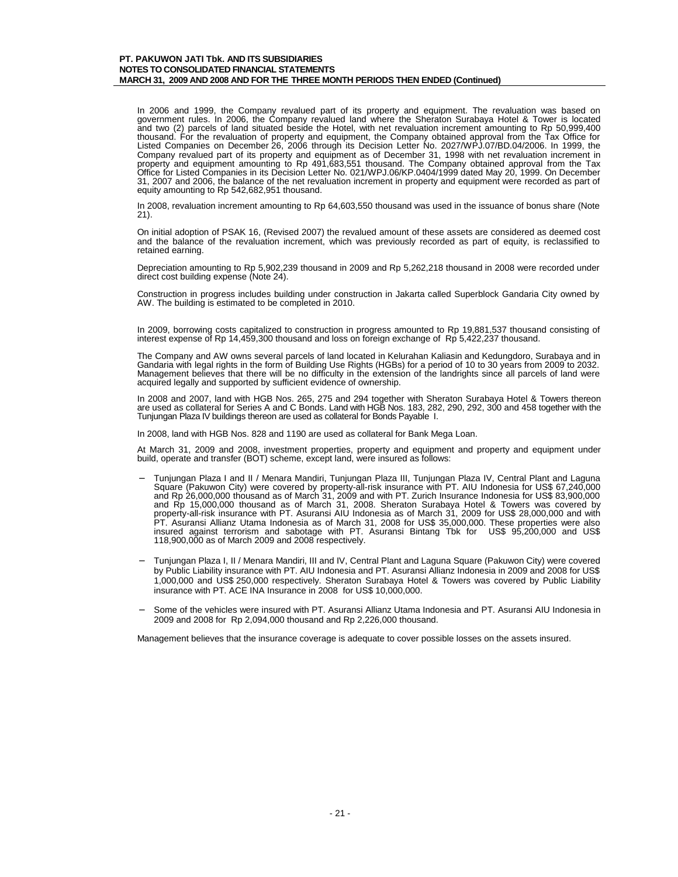In 2006 and 1999, the Company revalued part of its property and equipment. The revaluation was based on government rules. In 2006, the Company revalued land where the Sheraton Surabaya Hotel & Tower is located and two (2) parcels of land situated beside the Hotel, with net revaluation increment amounting to Rp 50,999,400 thousand. For the revaluation of property and equipment, the Company obtained approval from the Tax Office for Listed Companies on December 26, 2006 through its Decision Letter No. 2027/WPJ.07/BD.04/2006. In 1999, the Company revalued part of its property and equipment as of December 31, 1998 with net revaluation increment in property and equipment amounting to Rp 491,683,551 thousand. The Company obtained approval from the Tax Office for Listed Companies in its Decision Letter No. 021/WPJ.06/KP.0404/1999 dated May 20, 1999. On December 31, 2007 and 2006, the balance of the net revaluation increment in property and equipment were recorded as part of equity amounting to Rp 542,682,951 thousand.

In 2008, revaluation increment amounting to Rp 64,603,550 thousand was used in the issuance of bonus share (Note 21).

On initial adoption of PSAK 16, (Revised 2007) the revalued amount of these assets are considered as deemed cost and the balance of the revaluation increment, which was previously recorded as part of equity, is reclassified to retained earning.

Depreciation amounting to Rp 5,902,239 thousand in 2009 and Rp 5,262,218 thousand in 2008 were recorded under direct cost building expense (Note 24).

Construction in progress includes building under construction in Jakarta called Superblock Gandaria City owned by AW. The building is estimated to be completed in 2010.

In 2009, borrowing costs capitalized to construction in progress amounted to Rp 19,881,537 thousand consisting of interest expense of Rp 14,459,300 thousand and loss on foreign exchange of Rp 5,422,237 thousand.

The Company and AW owns several parcels of land located in Kelurahan Kaliasin and Kedungdoro, Surabaya and in Gandaria with legal rights in the form of Building Use Rights (HGBs) for a period of 10 to 30 years from 2009 to 2032. Management believes that there will be no difficulty in the extension of the landrights since all parcels of land were acquired legally and supported by sufficient evidence of ownership.

In 2008 and 2007, land with HGB Nos. 265, 275 and 294 together with Sheraton Surabaya Hotel & Towers thereon are used as collateral for Series A and C Bonds. Land with HGB Nos. 183, 282, 290, 292, 300 and 458 together with the Tunjungan Plaza IV buildings thereon are used as collateral for Bonds Payable I.

In 2008, land with HGB Nos. 828 and 1190 are used as collateral for Bank Mega Loan.

At March 31, 2009 and 2008, investment properties, property and equipment and property and equipment under build, operate and transfer (BOT) scheme, except land, were insured as follows:

- Tunjungan Plaza I and II / Menara Mandiri, Tunjungan Plaza III, Tunjungan Plaza IV, Central Plant and Laguna Square (Pakuwon City) were covered by property-all-risk insurance with PT. AIU Indonesia for US$ 67,240,000 and Rp 26,000,000 thousand as of March 31, 2009 and with PT. Zurich Insurance Indonesia for US$ 83,900,000 and Rp 15,000,000 thousand as of March 31, 2008. Sheraton Surabaya Hotel & Towers was covered by property-all-risk insurance with PT. Asuransi AIU Indonesia as of March 31, 2009 for US$ 28,000,000 and with PT. Asuransi Allianz Utama Indonesia as of March 31, 2008 for US$ 35,000,000. These properties were also insured against terrorism and sabotage with PT. Asuransi Bintang Tbk for US$ 95,200,000 and US$ 118,900,000 as of March 2009 and 2008 respectively.

- Tunjungan Plaza I, II / Menara Mandiri, III and IV, Central Plant and Laguna Square (Pakuwon City) were covered by Public Liability insurance with PT. AIU Indonesia and PT. Asuransi Allianz Indonesia in 2009 and 2008 for US$ 1,000,000 and US$ 250,000 respectively. Sheraton Surabaya Hotel & Towers was covered by Public Liability insurance with PT. ACE INA Insurance in 2008 for US$ 10,000,000.

- Some of the vehicles were insured with PT. Asuransi Allianz Utama Indonesia and PT. Asuransi AIU Indonesia in 2009 and 2008 for Rp 2,094,000 thousand and Rp 2,226,000 thousand.

Management believes that the insurance coverage is adequate to cover possible losses on the assets insured.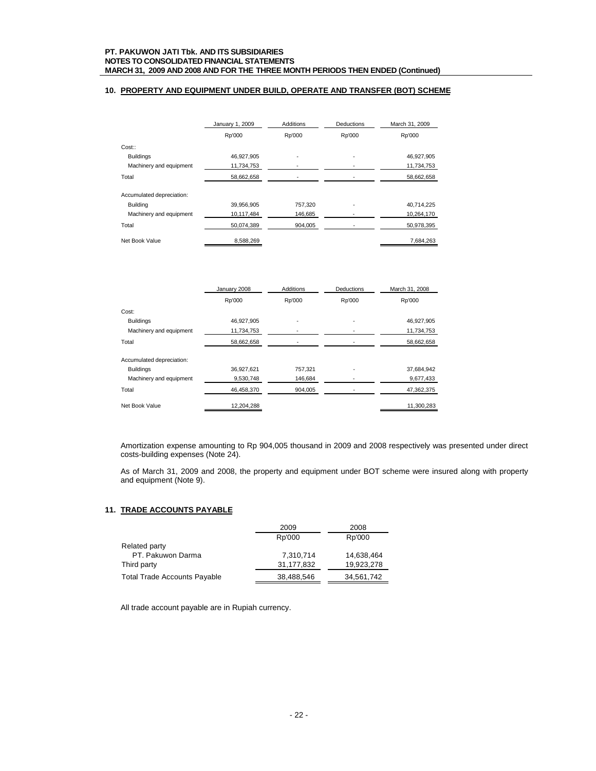## 10. PROPERTY AND EQUIPMENT UNDER BUILD, OPERATE AND TRANSFER (BOT) SCHEME

| | January 1, 2009 | Additions | Deductions | March 31, 2009 |
|---|---|---|---|---|
| | Rp'000 | Rp'000 | Rp'000 | Rp'000 |
| Cost:: | | | | |
| Buildings | 46,927,905 | - | - | 46,927,905 |
| Machinery and equipment | 11,734,753 | - | - | 11,734,753 |
| Total | 58,662,658 | - | - | 58,662,658 |
| Accumulated depreciation: | | | | |
| Building | 39,956,905 | 757,320 | - | 40,714,225 |
| Machinery and equipment | 10,117,484 | 146,685 | - | 10,264,170 |
| Total | 50,074,389 | 904,005 | - | 50,978,395 |
| Net Book Value | 8,588,269 | | | 7,684,263 |

| | January 2008 | Additions | Deductions | March 31, 2008 |
|---|---|---|---|---|
| | Rp'000 | Rp'000 | Rp'000 | Rp'000 |
| Cost: | | | | |
| Buildings | 46,927,905 | - | - | 46,927,905 |
| Machinery and equipment | 11,734,753 | - | - | 11,734,753 |
| Total | 58,662,658 | - | - | 58,662,658 |
| Accumulated depreciation: | | | | |
| Buildings | 36,927,621 | 757,321 | - | 37,684,942 |
| Machinery and equipment | 9,530,748 | 146,684 | - | 9,677,433 |
| Total | 46,458,370 | 904,005 | - | 47,362,375 |
| Net Book Value | 12,204,288 | | | 11,300,283 |

Amortization expense amounting to Rp 904,005 thousand in 2009 and 2008 respectively was presented under direct costs-building expenses (Note 24).

As of March 31, 2009 and 2008, the property and equipment under BOT scheme were insured along with property and equipment (Note 9).

## 11. TRADE ACCOUNTS PAYABLE

| | 2009 | 2008 |
|---|---|---|
| | Rp'000 | Rp'000 |
| Related party | | |
| PT. Pakuwon Darma | 7,310,714 | 14,638,464 |
| Third party | 31,177,832 | 19,923,278 |
| Total Trade Accounts Payable | 38,488,546 | 34,561,742 |

All trade account payable are in Rupiah currency.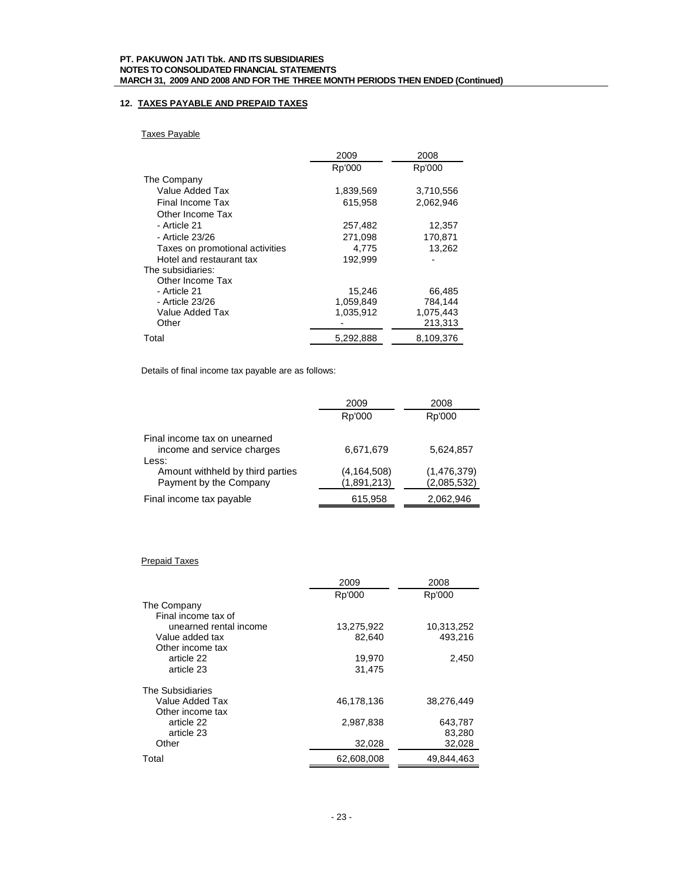## 12. TAXES PAYABLE AND PREPAID TAXES

Taxes Payable

| | 2009 | 2008 |
|---|---|---|
| | Rp'000 | Rp'000 |
| The Company | | |
| Value Added Tax | 1,839,569 | 3,710,556 |
| Final Income Tax | 615,958 | 2,062,946 |
| Other Income Tax | | |
| - Article 21 | 257,482 | 12,357 |
| - Article 23/26 | 271,098 | 170,871 |
| Taxes on promotional activities | 4,775 | 13,262 |
| Hotel and restaurant tax | 192,999 | - |
| The subsidiaries: | | |
| Other Income Tax | | |
| - Article 21 | 15,246 | 66,485 |
| - Article 23/26 | 1,059,849 | 784,144 |
| Value Added Tax | 1,035,912 | 1,075,443 |
| Other | - | 213,313 |
| Total | 5,292,888 | 8,109,376 |

Details of final income tax payable are as follows:

| | 2009 | 2008 |
|---|---|---|
| | Rp'000 | Rp'000 |
| Final income tax on unearned income and service charges | 6,671,679 | 5,624,857 |
| Less: | | |
| Amount withheld by third parties | (4,164,508) | (1,476,379) |
| Payment by the Company | (1,891,213) | (2,085,532) |
| Final income tax payable | 615,958 | 2,062,946 |

Prepaid Taxes

| | 2009 | 2008 |
|---|---|---|
| | Rp'000 | Rp'000 |
| The Company | | |
| Final income tax of unearned rental income | 13,275,922 | 10,313,252 |
| Value added tax | 82,640 | 493,216 |
| Other income tax | | |
| article 22 | 19,970 | 2,450 |
| article 23 | 31,475 | |
| The Subsidiaries | | |
| Value Added Tax | 46,178,136 | 38,276,449 |
| Other income tax | | |
| article 22 | 2,987,838 | 643,787 |
| article 23 | | 83,280 |
| Other | 32,028 | 32,028 |
| Total | 62,608,008 | 49,844,463 |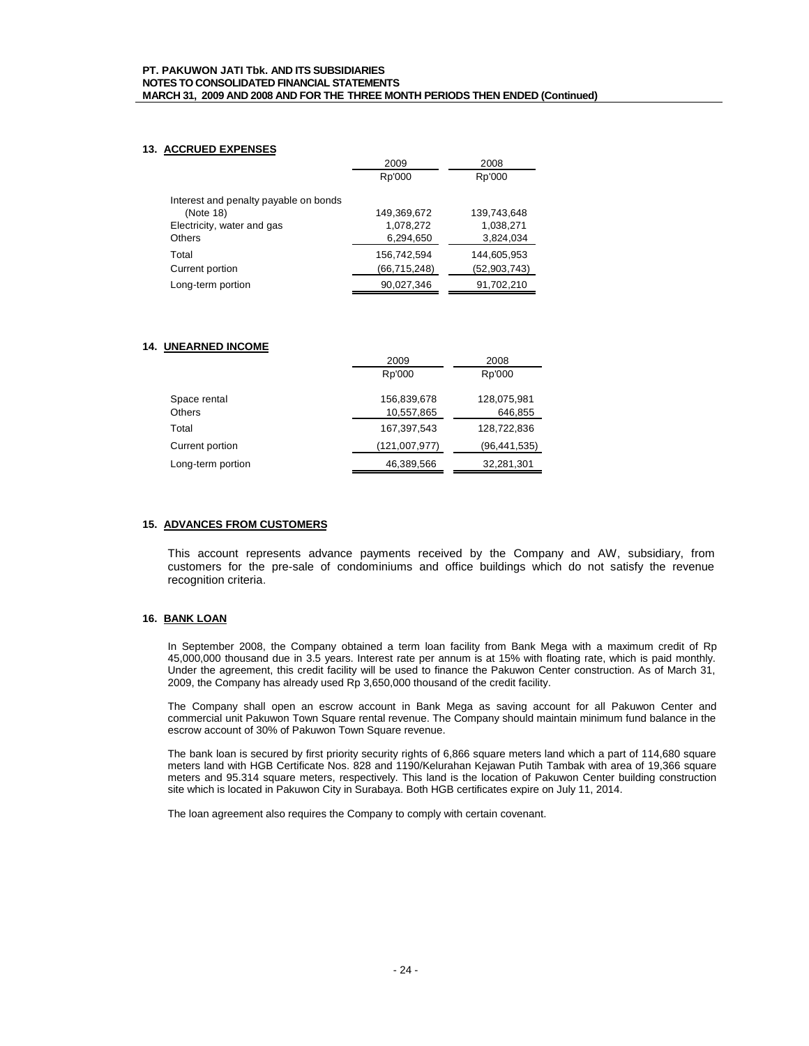## 13. ACCRUED EXPENSES

| | 2009 | 2008 |
|---|---|---|
| | Rp'000 | Rp'000 |
| Interest and penalty payable on bonds (Note 18) | 149,369,672 | 139,743,648 |
| Electricity, water and gas | 1,078,272 | 1,038,271 |
| Others | 6,294,650 | 3,824,034 |
| Total | 156,742,594 | 144,605,953 |
| Current portion | (66,715,248) | (52,903,743) |
| Long-term portion | 90,027,346 | 91,702,210 |

## 14. UNEARNED INCOME

| | 2009 | 2008 |
|---|---|---|
| | Rp'000 | Rp'000 |
| Space rental | 156,839,678 | 128,075,981 |
| Others | 10,557,865 | 646,855 |
| Total | 167,397,543 | 128,722,836 |
| Current portion | (121,007,977) | (96,441,535) |
| Long-term portion | 46,389,566 | 32,281,301 |

## 15. ADVANCES FROM CUSTOMERS

This account represents advance payments received by the Company and AW, subsidiary, from customers for the pre-sale of condominiums and office buildings which do not satisfy the revenue recognition criteria.

## 16. BANK LOAN

In September 2008, the Company obtained a term loan facility from Bank Mega with a maximum credit of Rp 45,000,000 thousand due in 3.5 years. Interest rate per annum is at 15% with floating rate, which is paid monthly. Under the agreement, this credit facility will be used to finance the Pakuwon Center construction. As of March 31, 2009, the Company has already used Rp 3,650,000 thousand of the credit facility.

The Company shall open an escrow account in Bank Mega as saving account for all Pakuwon Center and commercial unit Pakuwon Town Square rental revenue. The Company should maintain minimum fund balance in the escrow account of 30% of Pakuwon Town Square revenue.

The bank loan is secured by first priority security rights of 6,866 square meters land which a part of 114,680 square meters land with HGB Certificate Nos. 828 and 1190/Kelurahan Kejawan Putih Tambak with area of 19,366 square meters and 95.314 square meters, respectively. This land is the location of Pakuwon Center building construction site which is located in Pakuwon City in Surabaya. Both HGB certificates expire on July 11, 2014.

The loan agreement also requires the Company to comply with certain covenant.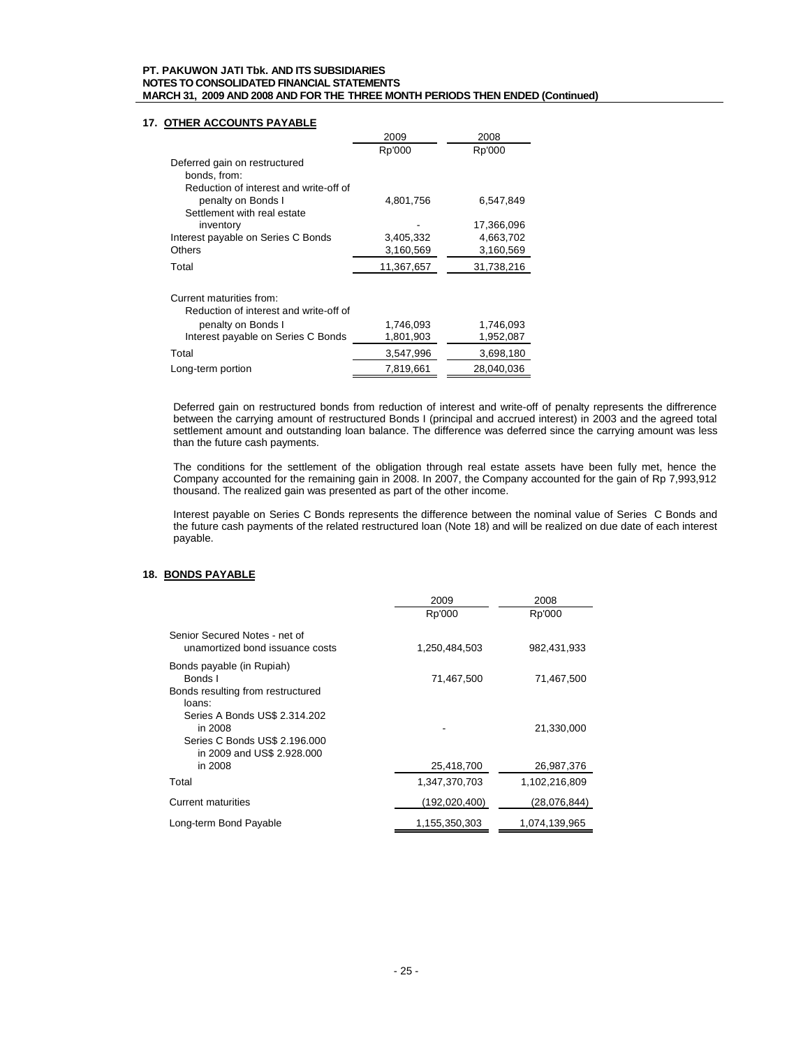## 17. OTHER ACCOUNTS PAYABLE

| | 2009 | 2008 |
|---|---|---|
| | Rp'000 | Rp'000 |
| Deferred gain on restructured bonds, from: | | |
| Reduction of interest and write-off of penalty on Bonds I | 4,801,756 | 6,547,849 |
| Settlement with real estate inventory | - | 17,366,096 |
| Interest payable on Series C Bonds | 3,405,332 | 4,663,702 |
| Others | 3,160,569 | 3,160,569 |
| Total | 11,367,657 | 31,738,216 |
| | | |
| Current maturities from: | | |
| Reduction of interest and write-off of penalty on Bonds I | 1,746,093 | 1,746,093 |
| Interest payable on Series C Bonds | 1,801,903 | 1,952,087 |
| Total | 3,547,996 | 3,698,180 |
| Long-term portion | 7,819,661 | 28,040,036 |

Deferred gain on restructured bonds from reduction of interest and write-off of penalty represents the diffrerence between the carrying amount of restructured Bonds I (principal and accrued interest) in 2003 and the agreed total settlement amount and outstanding loan balance. The difference was deferred since the carrying amount was less than the future cash payments.

The conditions for the settlement of the obligation through real estate assets have been fully met, hence the Company accounted for the remaining gain in 2008. In 2007, the Company accounted for the gain of Rp 7,993,912 thousand. The realized gain was presented as part of the other income.

Interest payable on Series C Bonds represents the difference between the nominal value of Series C Bonds and the future cash payments of the related restructured loan (Note 18) and will be realized on due date of each interest payable.

## 18. BONDS PAYABLE

| | 2009 | 2008 |
|---|---|---|
| | Rp'000 | Rp'000 |
| Senior Secured Notes - net of unamortized bond issuance costs | 1,250,484,503 | 982,431,933 |
| Bonds payable (in Rupiah) | | |
| Bonds I | 71,467,500 | 71,467,500 |
| Bonds resulting from restructured loans: | | |
| Series A Bonds US$ 2.314.202 in 2008 | - | 21,330,000 |
| Series C Bonds US$ 2.196.000 in 2009 and US$ 2.928.000 in 2008 | 25,418,700 | 26,987,376 |
| Total | 1,347,370,703 | 1,102,216,809 |
| Current maturities | (192,020,400) | (28,076,844) |
| Long-term Bond Payable | 1,155,350,303 | 1,074,139,965 |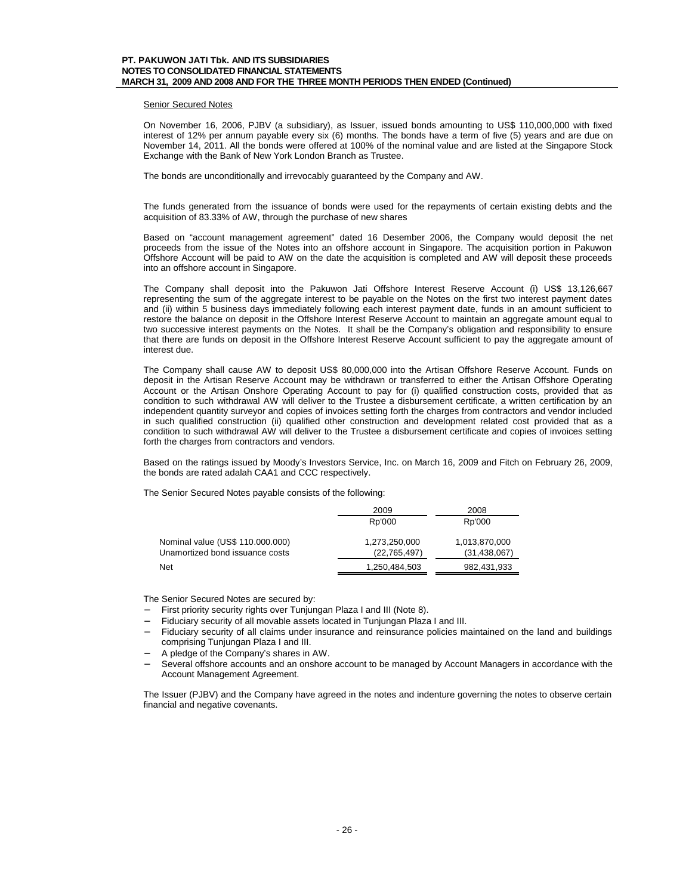### Senior Secured Notes

On November 16, 2006, PJBV (a subsidiary), as Issuer, issued bonds amounting to US$ 110,000,000 with fixed interest of 12% per annum payable every six (6) months. The bonds have a term of five (5) years and are due on November 14, 2011. All the bonds were offered at 100% of the nominal value and are listed at the Singapore Stock Exchange with the Bank of New York London Branch as Trustee.

The bonds are unconditionally and irrevocably guaranteed by the Company and AW.

The funds generated from the issuance of bonds were used for the repayments of certain existing debts and the acquisition of 83.33% of AW, through the purchase of new shares

Based on "account management agreement" dated 16 Desember 2006, the Company would deposit the net proceeds from the issue of the Notes into an offshore account in Singapore. The acquisition portion in Pakuwon Offshore Account will be paid to AW on the date the acquisition is completed and AW will deposit these proceeds into an offshore account in Singapore.

The Company shall deposit into the Pakuwon Jati Offshore Interest Reserve Account (i) US$ 13,126,667 representing the sum of the aggregate interest to be payable on the Notes on the first two interest payment dates and (ii) within 5 business days immediately following each interest payment date, funds in an amount sufficient to restore the balance on deposit in the Offshore Interest Reserve Account to maintain an aggregate amount equal to two successive interest payments on the Notes. It shall be the Company's obligation and responsibility to ensure that there are funds on deposit in the Offshore Interest Reserve Account sufficient to pay the aggregate amount of interest due.

The Company shall cause AW to deposit US$ 80,000,000 into the Artisan Offshore Reserve Account. Funds on deposit in the Artisan Reserve Account may be withdrawn or transferred to either the Artisan Offshore Operating Account or the Artisan Onshore Operating Account to pay for (i) qualified construction costs, provided that as condition to such withdrawal AW will deliver to the Trustee a disbursement certificate, a written certification by an independent quantity surveyor and copies of invoices setting forth the charges from contractors and vendor included in such qualified construction (ii) qualified other construction and development related cost provided that as a condition to such withdrawal AW will deliver to the Trustee a disbursement certificate and copies of invoices setting forth the charges from contractors and vendors.

Based on the ratings issued by Moody's Investors Service, Inc. on March 16, 2009 and Fitch on February 26, 2009, the bonds are rated adalah CAA1 and CCC respectively.

The Senior Secured Notes payable consists of the following:

| | 2009 | 2008 |
|---|---|---|
| | Rp'000 | Rp'000 |
| Nominal value (US$ 110.000.000) | 1,273,250,000 | 1,013,870,000 |
| Unamortized bond issuance costs | (22,765,497) | (31,438,067) |
| Net | 1,250,484,503 | 982,431,933 |

The Senior Secured Notes are secured by:

- First priority security rights over Tunjungan Plaza I and III (Note 8).
- Fiduciary security of all movable assets located in Tunjungan Plaza I and III.
- Fiduciary security of all claims under insurance and reinsurance policies maintained on the land and buildings comprising Tunjungan Plaza I and III.
- A pledge of the Company's shares in AW.
- Several offshore accounts and an onshore account to be managed by Account Managers in accordance with the Account Management Agreement.

The Issuer (PJBV) and the Company have agreed in the notes and indenture governing the notes to observe certain financial and negative covenants.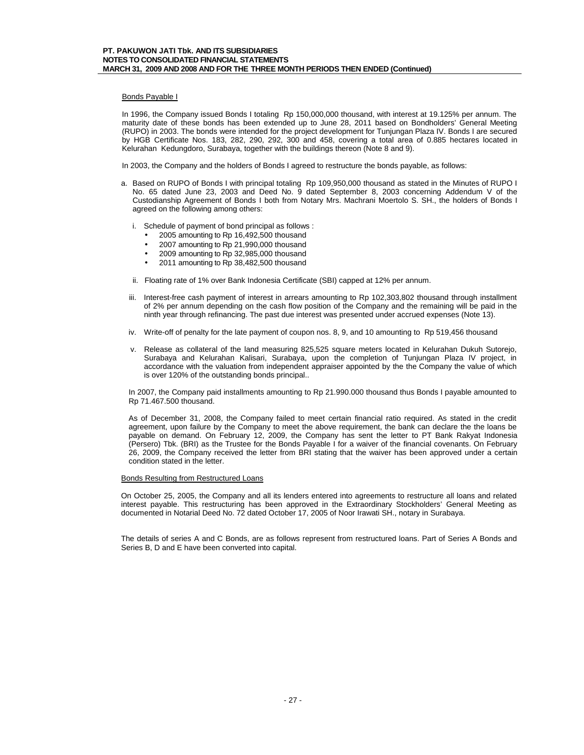Bonds Payable I

In 1996, the Company issued Bonds I totaling Rp 150,000,000 thousand, with interest at 19.125% per annum. The maturity date of these bonds has been extended up to June 28, 2011 based on Bondholders' General Meeting (RUPO) in 2003. The bonds were intended for the project development for Tunjungan Plaza IV. Bonds I are secured by HGB Certificate Nos. 183, 282, 290, 292, 300 and 458, covering a total area of 0.885 hectares located in Kelurahan Kedungdoro, Surabaya, together with the buildings thereon (Note 8 and 9).

In 2003, the Company and the holders of Bonds I agreed to restructure the bonds payable, as follows:

a. Based on RUPO of Bonds I with principal totaling Rp 109,950,000 thousand as stated in the Minutes of RUPO I No. 65 dated June 23, 2003 and Deed No. 9 dated September 8, 2003 concerning Addendum V of the Custodianship Agreement of Bonds I both from Notary Mrs. Machrani Moertolo S. SH., the holders of Bonds I agreed on the following among others:

   i. Schedule of payment of bond principal as follows :
      - 2005 amounting to Rp 16,492,500 thousand
      - 2007 amounting to Rp 21,990,000 thousand
      - 2009 amounting to Rp 32,985,000 thousand
      - 2011 amounting to Rp 38,482,500 thousand

   ii. Floating rate of 1% over Bank Indonesia Certificate (SBI) capped at 12% per annum.

   iii. Interest-free cash payment of interest in arrears amounting to Rp 102,303,802 thousand through installment of 2% per annum depending on the cash flow position of the Company and the remaining will be paid in the ninth year through refinancing. The past due interest was presented under accrued expenses (Note 13).

   iv. Write-off of penalty for the late payment of coupon nos. 8, 9, and 10 amounting to Rp 519,456 thousand

   v. Release as collateral of the land measuring 825,525 square meters located in Kelurahan Dukuh Sutorejo, Surabaya and Kelurahan Kalisari, Surabaya, upon the completion of Tunjungan Plaza IV project, in accordance with the valuation from independent appraiser appointed by the the Company the value of which is over 120% of the outstanding bonds principal..

   In 2007, the Company paid installments amounting to Rp 21.990.000 thousand thus Bonds I payable amounted to Rp 71.467.500 thousand.

   As of December 31, 2008, the Company failed to meet certain financial ratio required. As stated in the credit agreement, upon failure by the Company to meet the above requirement, the bank can declare the the loans be payable on demand. On February 12, 2009, the Company has sent the letter to PT Bank Rakyat Indonesia (Persero) Tbk. (BRI) as the Trustee for the Bonds Payable I for a waiver of the financial covenants. On February 26, 2009, the Company received the letter from BRI stating that the waiver has been approved under a certain condition stated in the letter.

Bonds Resulting from Restructured Loans

On October 25, 2005, the Company and all its lenders entered into agreements to restructure all loans and related interest payable. This restructuring has been approved in the Extraordinary Stockholders' General Meeting as documented in Notarial Deed No. 72 dated October 17, 2005 of Noor Irawati SH., notary in Surabaya.

The details of series A and C Bonds, are as follows represent from restructured loans. Part of Series A Bonds and Series B, D and E have been converted into capital.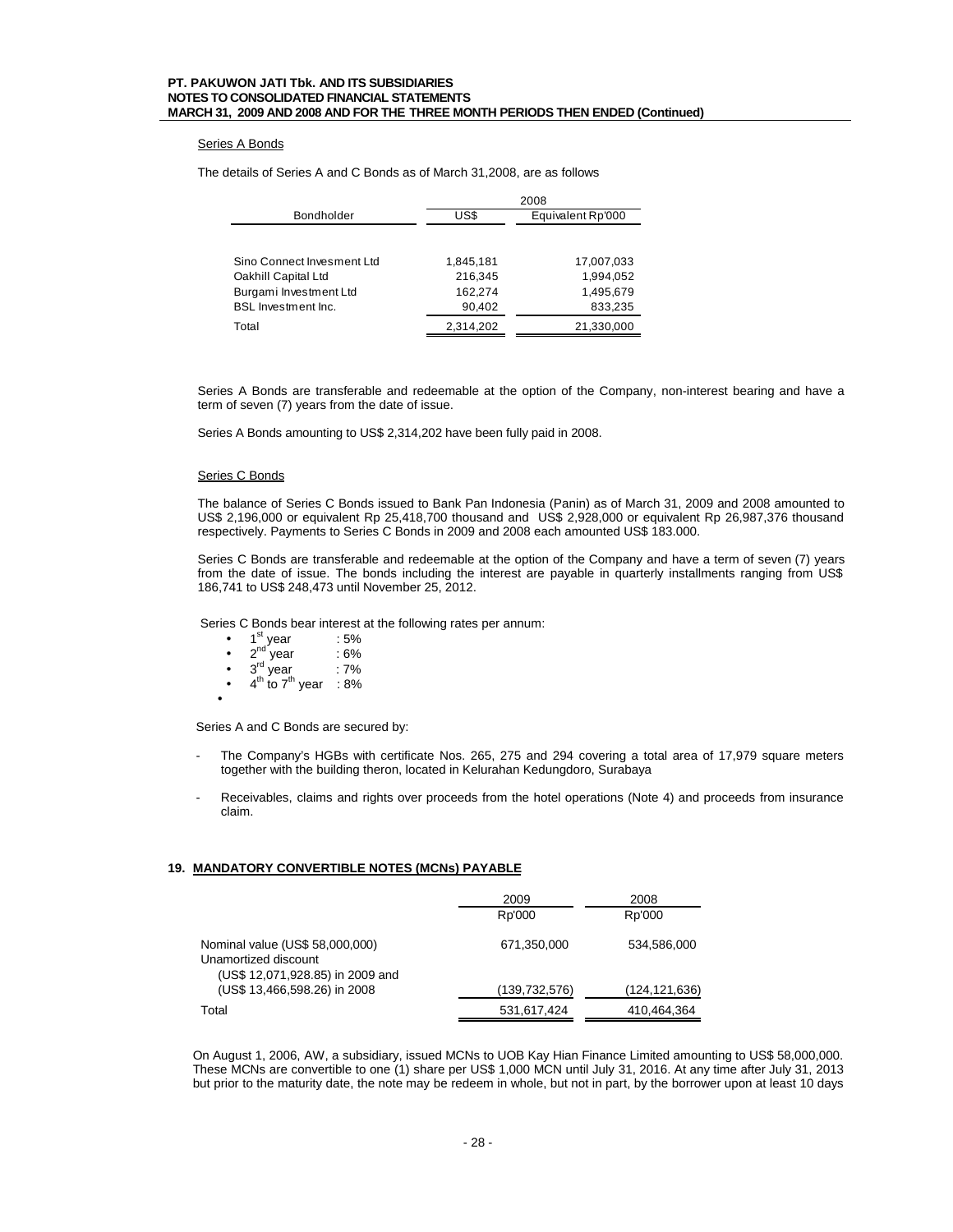Series A Bonds

The details of Series A and C Bonds as of March 31,2008, are as follows

| Bondholder | 2008 | |
|---|---|---|
| | US$ | Equivalent Rp'000 |
| Sino Connect Invesment Ltd | 1,845,181 | 17,007,033 |
| Oakhill Capital Ltd | 216,345 | 1,994,052 |
| Burgami Investment Ltd | 162,274 | 1,495,679 |
| BSL Investment Inc. | 90,402 | 833,235 |
| Total | 2,314,202 | 21,330,000 |

Series A Bonds are transferable and redeemable at the option of the Company, non-interest bearing and have a term of seven (7) years from the date of issue.

Series A Bonds amounting to US$ 2,314,202 have been fully paid in 2008.

Series C Bonds

The balance of Series C Bonds issued to Bank Pan Indonesia (Panin) as of March 31, 2009 and 2008 amounted to US$ 2,196,000 or equivalent Rp 25,418,700 thousand and US$ 2,928,000 or equivalent Rp 26,987,376 thousand respectively. Payments to Series C Bonds in 2009 and 2008 each amounted US$ 183.000.

Series C Bonds are transferable and redeemable at the option of the Company and have a term of seven (7) years from the date of issue. The bonds including the interest are payable in quarterly installments ranging from US$ 186,741 to US$ 248,473 until November 25, 2012.

Series C Bonds bear interest at the following rates per annum:

- 1st year : 5%
- 2nd year : 6%
- 3rd year : 7%
- 4th to 7th year : 8%

Series A and C Bonds are secured by:

- The Company's HGBs with certificate Nos. 265, 275 and 294 covering a total area of 17,979 square meters together with the building theron, located in Kelurahan Kedungdoro, Surabaya
- Receivables, claims and rights over proceeds from the hotel operations (Note 4) and proceeds from insurance claim.

## 19. MANDATORY CONVERTIBLE NOTES (MCNs) PAYABLE

| | 2009 | 2008 |
|---|---|---|
| | Rp'000 | Rp'000 |
| Nominal value (US$ 58,000,000) | 671,350,000 | 534,586,000 |
| Unamortized discount (US$ 12,071,928.85) in 2009 and (US$ 13,466,598.26) in 2008 | (139,732,576) | (124,121,636) |
| Total | 531,617,424 | 410,464,364 |

On August 1, 2006, AW, a subsidiary, issued MCNs to UOB Kay Hian Finance Limited amounting to US$ 58,000,000. These MCNs are convertible to one (1) share per US$ 1,000 MCN until July 31, 2016. At any time after July 31, 2013 but prior to the maturity date, the note may be redeem in whole, but not in part, by the borrower upon at least 10 days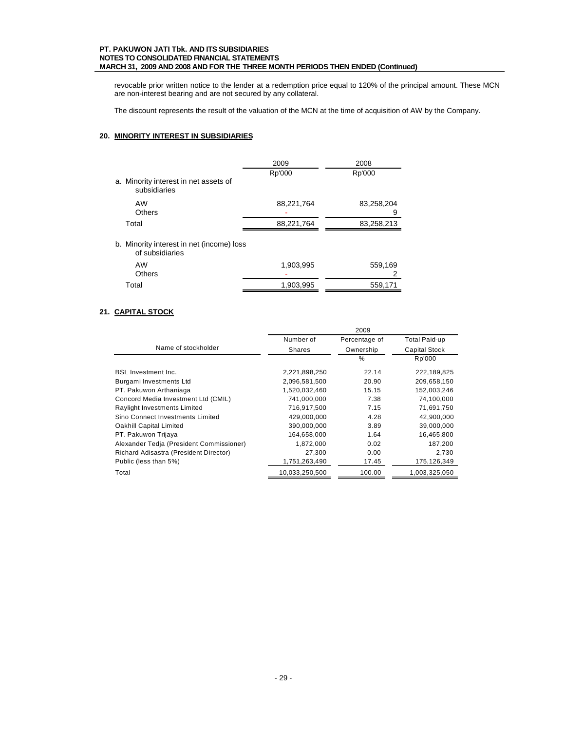revocable prior written notice to the lender at a redemption price equal to 120% of the principal amount. These MCN are non-interest bearing and are not secured by any collateral.

The discount represents the result of the valuation of the MCN at the time of acquisition of AW by the Company.

## 20. MINORITY INTEREST IN SUBSIDIARIES

| | 2009 | 2008 |
|---|---|---|
| | Rp'000 | Rp'000 |
| a. Minority interest in net assets of subsidiaries | | |
| AW | 88,221,764 | 83,258,204 |
| Others | - | 9 |
| Total | 88,221,764 | 83,258,213 |
| b. Minority interest in net (income) loss of subsidiaries | | |
| AW | 1,903,995 | 559,169 |
| Others | - | 2 |
| Total | 1,903,995 | 559,171 |

## 21. CAPITAL STOCK

| | 2009 | | |
|---|---|---|---|
| Name of stockholder | Number of Shares | Percentage of Ownership | Total Paid-up Capital Stock |
| | | % | Rp'000 |
| BSL Investment Inc. | 2,221,898,250 | 22.14 | 222,189,825 |
| Burgami Investments Ltd | 2,096,581,500 | 20.90 | 209,658,150 |
| PT. Pakuwon Arthaniaga | 1,520,032,460 | 15.15 | 152,003,246 |
| Concord Media Investment Ltd (CMIL) | 741,000,000 | 7.38 | 74,100,000 |
| Raylight Investments Limited | 716,917,500 | 7.15 | 71,691,750 |
| Sino Connect Investments Limited | 429,000,000 | 4.28 | 42,900,000 |
| Oakhill Capital Limited | 390,000,000 | 3.89 | 39,000,000 |
| PT. Pakuwon Trijaya | 164,658,000 | 1.64 | 16,465,800 |
| Alexander Tedja (President Commissioner) | 1,872,000 | 0.02 | 187,200 |
| Richard Adisastra (President Director) | 27,300 | 0.00 | 2,730 |
| Public (less than 5%) | 1,751,263,490 | 17.45 | 175,126,349 |
| Total | 10,033,250,500 | 100.00 | 1,003,325,050 |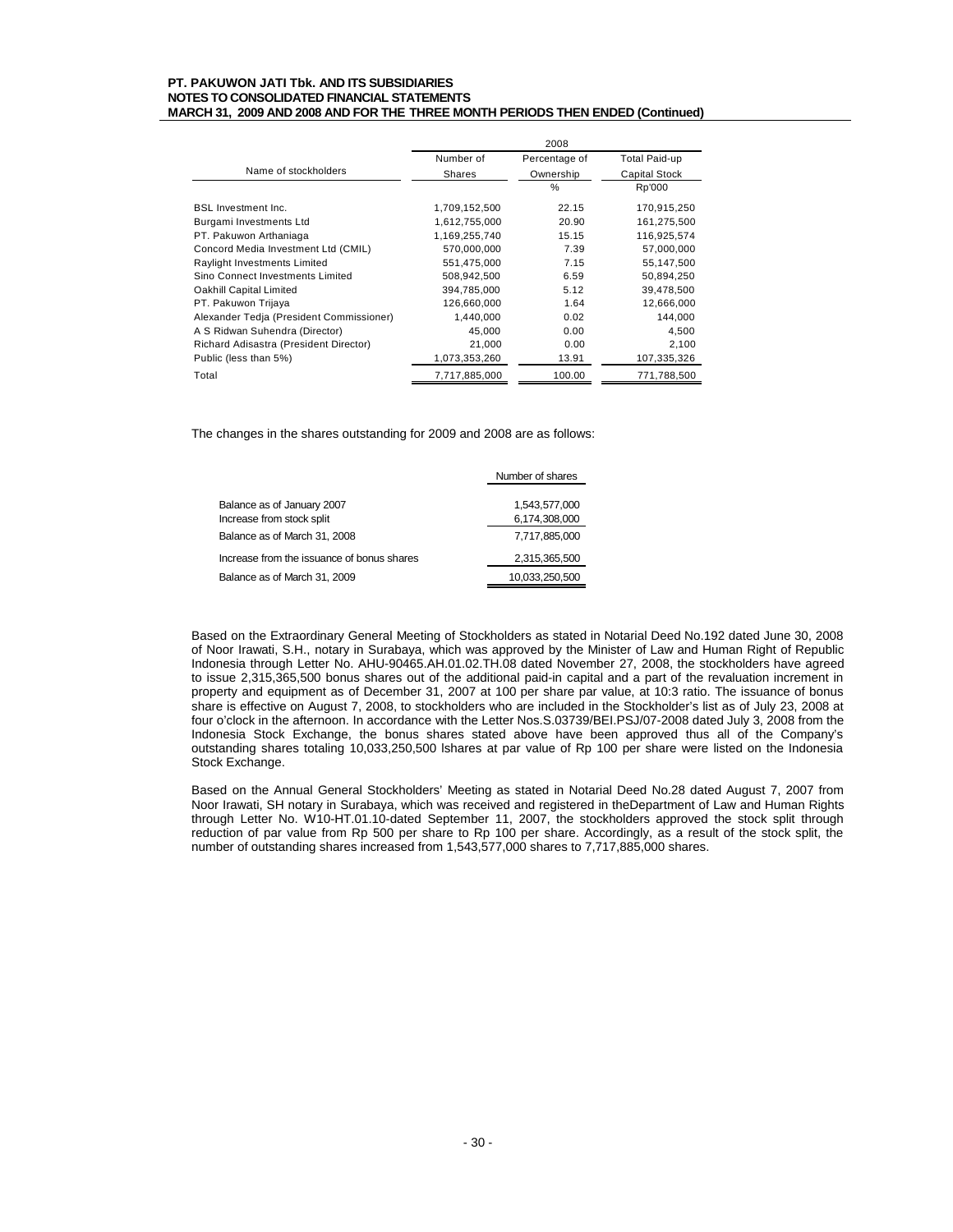| Name of stockholders | 2008 | | |
|---|---|---|---|
| | Number of Shares | Percentage of Ownership | Total Paid-up Capital Stock |
| | | % | Rp'000 |
| BSL Investment Inc. | 1,709,152,500 | 22.15 | 170,915,250 |
| Burgami Investments Ltd | 1,612,755,000 | 20.90 | 161,275,500 |
| PT. Pakuwon Arthaniaga | 1,169,255,740 | 15.15 | 116,925,574 |
| Concord Media Investment Ltd (CMIL) | 570,000,000 | 7.39 | 57,000,000 |
| Raylight Investments Limited | 551,475,000 | 7.15 | 55,147,500 |
| Sino Connect Investments Limited | 508,942,500 | 6.59 | 50,894,250 |
| Oakhill Capital Limited | 394,785,000 | 5.12 | 39,478,500 |
| PT. Pakuwon Trijaya | 126,660,000 | 1.64 | 12,666,000 |
| Alexander Tedja (President Commissioner) | 1,440,000 | 0.02 | 144,000 |
| A S Ridwan Suhendra (Director) | 45,000 | 0.00 | 4,500 |
| Richard Adisastra (President Director) | 21,000 | 0.00 | 2,100 |
| Public (less than 5%) | 1,073,353,260 | 13.91 | 107,335,326 |
| Total | 7,717,885,000 | 100.00 | 771,788,500 |

The changes in the shares outstanding for 2009 and 2008 are as follows:

| | Number of shares |
|---|---|
| Balance as of January 2007 | 1,543,577,000 |
| Increase from stock split | 6,174,308,000 |
| Balance as of March 31, 2008 | 7,717,885,000 |
| Increase from the issuance of bonus shares | 2,315,365,500 |
| Balance as of March 31, 2009 | 10,033,250,500 |

Based on the Extraordinary General Meeting of Stockholders as stated in Notarial Deed No.192 dated June 30, 2008 of Noor Irawati, S.H., notary in Surabaya, which was approved by the Minister of Law and Human Right of Republic Indonesia through Letter No. AHU-90465.AH.01.02.TH.08 dated November 27, 2008, the stockholders have agreed to issue 2,315,365,500 bonus shares out of the additional paid-in capital and a part of the revaluation increment in property and equipment as of December 31, 2007 at 100 per share par value, at 10:3 ratio. The issuance of bonus share is effective on August 7, 2008, to stockholders who are included in the Stockholder's list as of July 23, 2008 at four o'clock in the afternoon. In accordance with the Letter Nos.S.03739/BEI.PSJ/07-2008 dated July 3, 2008 from the Indonesia Stock Exchange, the bonus shares stated above have been approved thus all of the Company's outstanding shares totaling 10,033,250,500 lshares at par value of Rp 100 per share were listed on the Indonesia Stock Exchange.

Based on the Annual General Stockholders' Meeting as stated in Notarial Deed No.28 dated August 7, 2007 from Noor Irawati, SH notary in Surabaya, which was received and registered in theDepartment of Law and Human Rights through Letter No. W10-HT.01.10-dated September 11, 2007, the stockholders approved the stock split through reduction of par value from Rp 500 per share to Rp 100 per share. Accordingly, as a result of the stock split, the number of outstanding shares increased from 1,543,577,000 shares to 7,717,885,000 shares.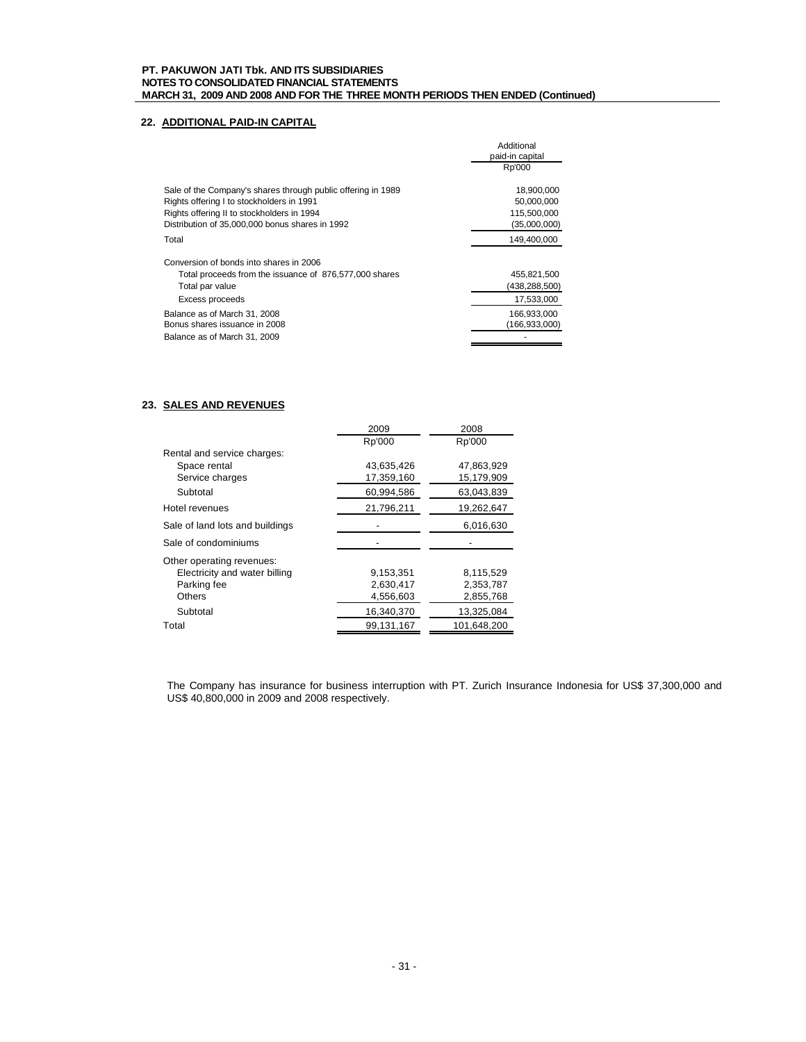## 22. ADDITIONAL PAID-IN CAPITAL

| | Additional paid-in capital |
|---|---|
| | Rp'000 |
| Sale of the Company's shares through public offering in 1989 | 18,900,000 |
| Rights offering I to stockholders in 1991 | 50,000,000 |
| Rights offering II to stockholders in 1994 | 115,500,000 |
| Distribution of 35,000,000 bonus shares in 1992 | (35,000,000) |
| Total | 149,400,000 |
| Conversion of bonds into shares in 2006 | |
| Total proceeds from the issuance of 876,577,000 shares | 455,821,500 |
| Total par value | (438,288,500) |
| Excess proceeds | 17,533,000 |
| Balance as of March 31, 2008 | 166,933,000 |
| Bonus shares issuance in 2008 | (166,933,000) |
| Balance as of March 31, 2009 | - |

## 23. SALES AND REVENUES

| | 2009 | 2008 |
|---|---|---|
| | Rp'000 | Rp'000 |
| Rental and service charges: | | |
| Space rental | 43,635,426 | 47,863,929 |
| Service charges | 17,359,160 | 15,179,909 |
| Subtotal | 60,994,586 | 63,043,839 |
| Hotel revenues | 21,796,211 | 19,262,647 |
| Sale of land lots and buildings | - | 6,016,630 |
| Sale of condominiums | - | - |
| Other operating revenues: | | |
| Electricity and water billing | 9,153,351 | 8,115,529 |
| Parking fee | 2,630,417 | 2,353,787 |
| Others | 4,556,603 | 2,855,768 |
| Subtotal | 16,340,370 | 13,325,084 |
| Total | 99,131,167 | 101,648,200 |

The Company has insurance for business interruption with PT. Zurich Insurance Indonesia for US$ 37,300,000 and US$ 40,800,000 in 2009 and 2008 respectively.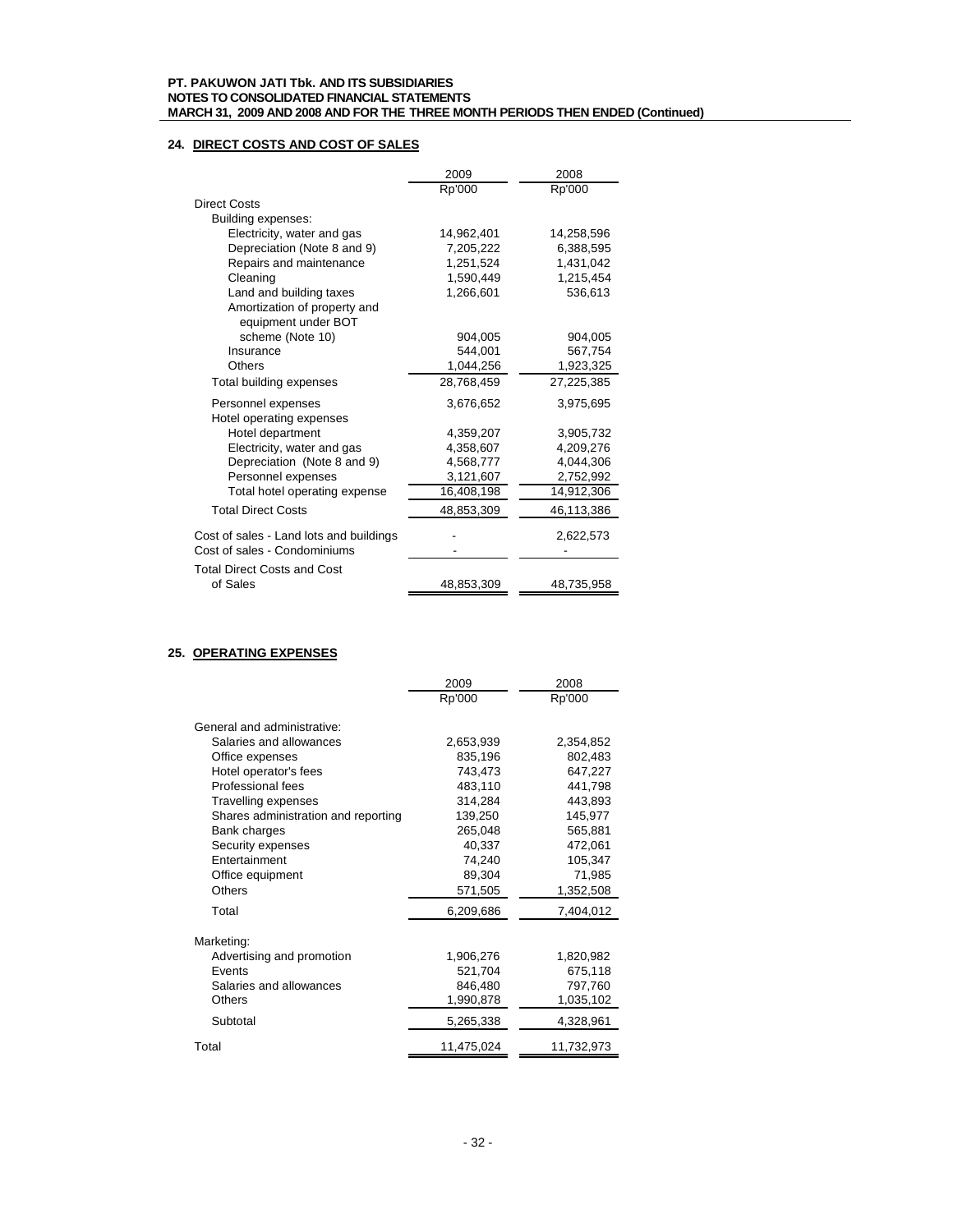## 24. DIRECT COSTS AND COST OF SALES

| | 2009 | 2008 |
|---|---|---|
| | Rp'000 | Rp'000 |
| Direct Costs | | |
| Building expenses: | | |
| Electricity, water and gas | 14,962,401 | 14,258,596 |
| Depreciation (Note 8 and 9) | 7,205,222 | 6,388,595 |
| Repairs and maintenance | 1,251,524 | 1,431,042 |
| Cleaning | 1,590,449 | 1,215,454 |
| Land and building taxes | 1,266,601 | 536,613 |
| Amortization of property and equipment under BOT scheme (Note 10) | 904,005 | 904,005 |
| Insurance | 544,001 | 567,754 |
| Others | 1,044,256 | 1,923,325 |
| Total building expenses | 28,768,459 | 27,225,385 |
| Personnel expenses | 3,676,652 | 3,975,695 |
| Hotel operating expenses | | |
| Hotel department | 4,359,207 | 3,905,732 |
| Electricity, water and gas | 4,358,607 | 4,209,276 |
| Depreciation (Note 8 and 9) | 4,568,777 | 4,044,306 |
| Personnel expenses | 3,121,607 | 2,752,992 |
| Total hotel operating expense | 16,408,198 | 14,912,306 |
| Total Direct Costs | 48,853,309 | 46,113,386 |
| Cost of sales - Land lots and buildings | - | 2,622,573 |
| Cost of sales - Condominiums | - | - |
| Total Direct Costs and Cost of Sales | 48,853,309 | 48,735,958 |

## 25. OPERATING EXPENSES

| | 2009 | 2008 |
|---|---|---|
| | Rp'000 | Rp'000 |
| General and administrative: | | |
| Salaries and allowances | 2,653,939 | 2,354,852 |
| Office expenses | 835,196 | 802,483 |
| Hotel operator's fees | 743,473 | 647,227 |
| Professional fees | 483,110 | 441,798 |
| Travelling expenses | 314,284 | 443,893 |
| Shares administration and reporting | 139,250 | 145,977 |
| Bank charges | 265,048 | 565,881 |
| Security expenses | 40,337 | 472,061 |
| Entertainment | 74,240 | 105,347 |
| Office equipment | 89,304 | 71,985 |
| Others | 571,505 | 1,352,508 |
| Total | 6,209,686 | 7,404,012 |
| Marketing: | | |
| Advertising and promotion | 1,906,276 | 1,820,982 |
| Events | 521,704 | 675,118 |
| Salaries and allowances | 846,480 | 797,760 |
| Others | 1,990,878 | 1,035,102 |
| Subtotal | 5,265,338 | 4,328,961 |
| Total | 11,475,024 | 11,732,973 |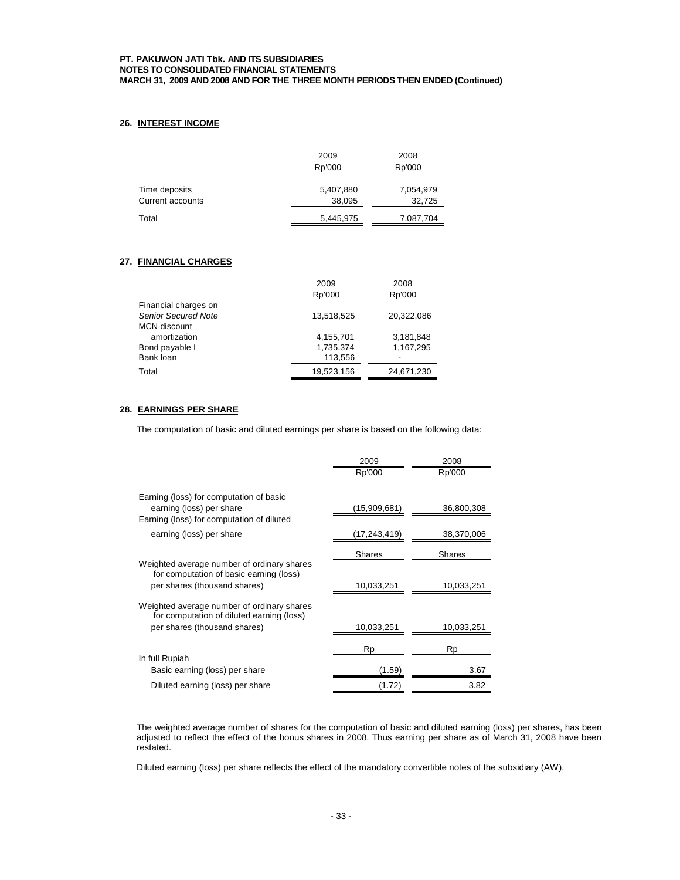## 26. INTEREST INCOME

| | 2009 | 2008 |
|---|---|---|
| | Rp'000 | Rp'000 |
| Time deposits | 5,407,880 | 7,054,979 |
| Current accounts | 38,095 | 32,725 |
| Total | 5,445,975 | 7,087,704 |

## 27. FINANCIAL CHARGES

| | 2009 | 2008 |
|---|---|---|
| | Rp'000 | Rp'000 |
| Financial charges on *Senior Secured Note* | 13,518,525 | 20,322,086 |
| MCN discount amortization | 4,155,701 | 3,181,848 |
| Bond payable I | 1,735,374 | 1,167,295 |
| Bank loan | 113,556 | - |
| Total | 19,523,156 | 24,671,230 |

## 28. EARNINGS PER SHARE

The computation of basic and diluted earnings per share is based on the following data:

| | 2009 | 2008 |
|---|---|---|
| | Rp'000 | Rp'000 |
| Earning (loss) for computation of basic earning (loss) per share | (15,909,681) | 36,800,308 |
| Earning (loss) for computation of diluted earning (loss) per share | (17,243,419) | 38,370,006 |
| | Shares | Shares |
| Weighted average number of ordinary shares for computation of basic earning (loss) per shares (thousand shares) | 10,033,251 | 10,033,251 |
| Weighted average number of ordinary shares for computation of diluted earning (loss) per shares (thousand shares) | 10,033,251 | 10,033,251 |
| | Rp | Rp |
| In full Rupiah | | |
| Basic earning (loss) per share | (1.59) | 3.67 |
| Diluted earning (loss) per share | (1.72) | 3.82 |

The weighted average number of shares for the computation of basic and diluted earning (loss) per shares, has been adjusted to reflect the effect of the bonus shares in 2008. Thus earning per share as of March 31, 2008 have been restated.

Diluted earning (loss) per share reflects the effect of the mandatory convertible notes of the subsidiary (AW).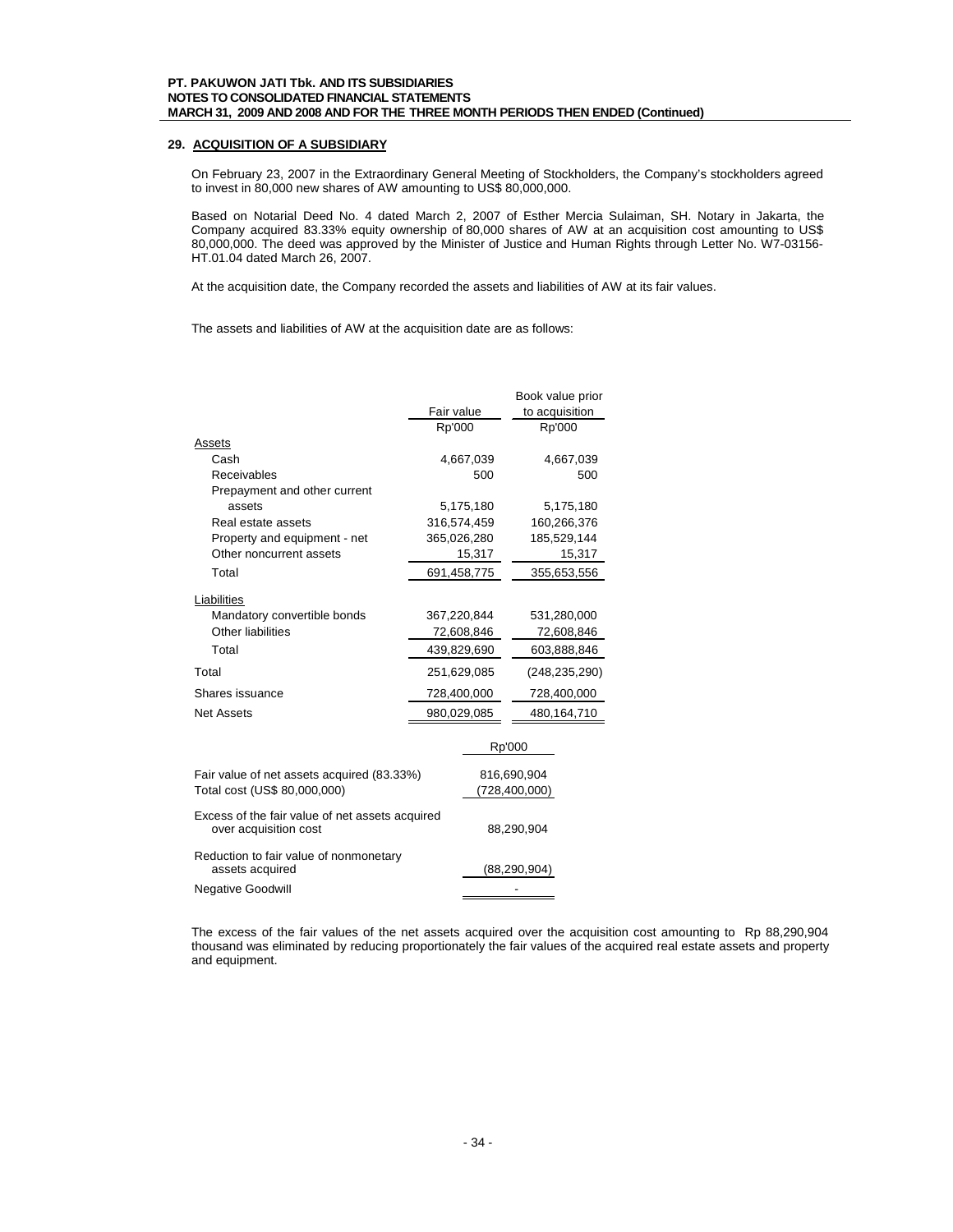## 29. ACQUISITION OF A SUBSIDIARY

On February 23, 2007 in the Extraordinary General Meeting of Stockholders, the Company's stockholders agreed to invest in 80,000 new shares of AW amounting to US$ 80,000,000.

Based on Notarial Deed No. 4 dated March 2, 2007 of Esther Mercia Sulaiman, SH. Notary in Jakarta, the Company acquired 83.33% equity ownership of 80,000 shares of AW at an acquisition cost amounting to US$ 80,000,000. The deed was approved by the Minister of Justice and Human Rights through Letter No. W7-03156-HT.01.04 dated March 26, 2007.

At the acquisition date, the Company recorded the assets and liabilities of AW at its fair values.

The assets and liabilities of AW at the acquisition date are as follows:

| | Fair value | Book value prior to acquisition |
|---|---|---|
| | Rp'000 | Rp'000 |
| **Assets** | | |
| Cash | 4,667,039 | 4,667,039 |
| Receivables | 500 | 500 |
| Prepayment and other current assets | 5,175,180 | 5,175,180 |
| Real estate assets | 316,574,459 | 160,266,376 |
| Property and equipment - net | 365,026,280 | 185,529,144 |
| Other noncurrent assets | 15,317 | 15,317 |
| Total | 691,458,775 | 355,653,556 |
| **Liabilities** | | |
| Mandatory convertible bonds | 367,220,844 | 531,280,000 |
| Other liabilities | 72,608,846 | 72,608,846 |
| Total | 439,829,690 | 603,888,846 |
| Total | 251,629,085 | (248,235,290) |
| Shares issuance | 728,400,000 | 728,400,000 |
| Net Assets | 980,029,085 | 480,164,710 |

| | Rp'000 |
|---|---|
| Fair value of net assets acquired (83.33%) | 816,690,904 |
| Total cost (US$ 80,000,000) | (728,400,000) |
| Excess of the fair value of net assets acquired over acquisition cost | 88,290,904 |
| Reduction to fair value of nonmonetary assets acquired | (88,290,904) |
| Negative Goodwill | - |

The excess of the fair values of the net assets acquired over the acquisition cost amounting to Rp 88,290,904 thousand was eliminated by reducing proportionately the fair values of the acquired real estate assets and property and equipment.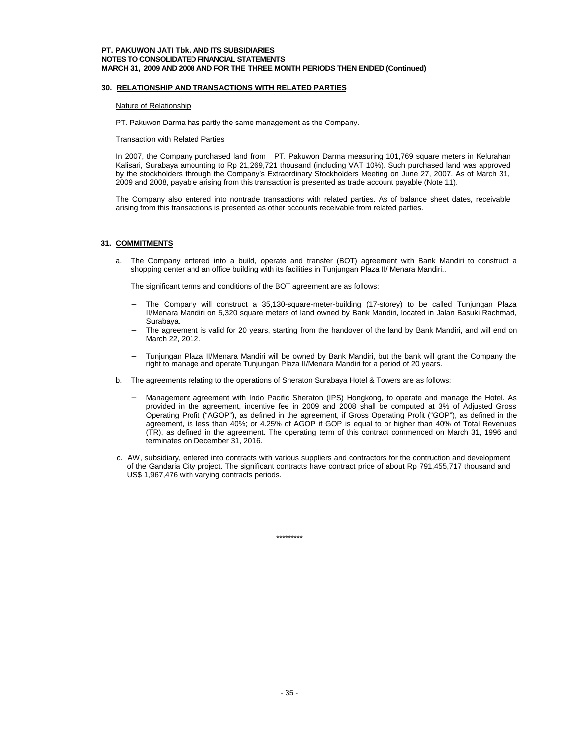## 30. RELATIONSHIP AND TRANSACTIONS WITH RELATED PARTIES

Nature of Relationship

PT. Pakuwon Darma has partly the same management as the Company.

Transaction with Related Parties

In 2007, the Company purchased land from PT. Pakuwon Darma measuring 101,769 square meters in Kelurahan Kalisari, Surabaya amounting to Rp 21,269,721 thousand (including VAT 10%). Such purchased land was approved by the stockholders through the Company's Extraordinary Stockholders Meeting on June 27, 2007. As of March 31, 2009 and 2008, payable arising from this transaction is presented as trade account payable (Note 11).

The Company also entered into nontrade transactions with related parties. As of balance sheet dates, receivable arising from this transactions is presented as other accounts receivable from related parties.

## 31. COMMITMENTS

a. The Company entered into a build, operate and transfer (BOT) agreement with Bank Mandiri to construct a shopping center and an office building with its facilities in Tunjungan Plaza II/ Menara Mandiri..

   The significant terms and conditions of the BOT agreement are as follows:

   - The Company will construct a 35,130-square-meter-building (17-storey) to be called Tunjungan Plaza II/Menara Mandiri on 5,320 square meters of land owned by Bank Mandiri, located in Jalan Basuki Rachmad, Surabaya.
   - The agreement is valid for 20 years, starting from the handover of the land by Bank Mandiri, and will end on March 22, 2012.
   - Tunjungan Plaza II/Menara Mandiri will be owned by Bank Mandiri, but the bank will grant the Company the right to manage and operate Tunjungan Plaza II/Menara Mandiri for a period of 20 years.

b. The agreements relating to the operations of Sheraton Surabaya Hotel & Towers are as follows:

   - Management agreement with Indo Pacific Sheraton (IPS) Hongkong, to operate and manage the Hotel. As provided in the agreement, incentive fee in 2009 and 2008 shall be computed at 3% of Adjusted Gross Operating Profit ("AGOP"), as defined in the agreement, if Gross Operating Profit ("GOP"), as defined in the agreement, is less than 40%; or 4.25% of AGOP if GOP is equal to or higher than 40% of Total Revenues (TR), as defined in the agreement. The operating term of this contract commenced on March 31, 1996 and terminates on December 31, 2016.

c. AW, subsidiary, entered into contracts with various suppliers and contractors for the contruction and development of the Gandaria City project. The significant contracts have contract price of about Rp 791,455,717 thousand and US$ 1,967,476 with varying contracts periods.

*********